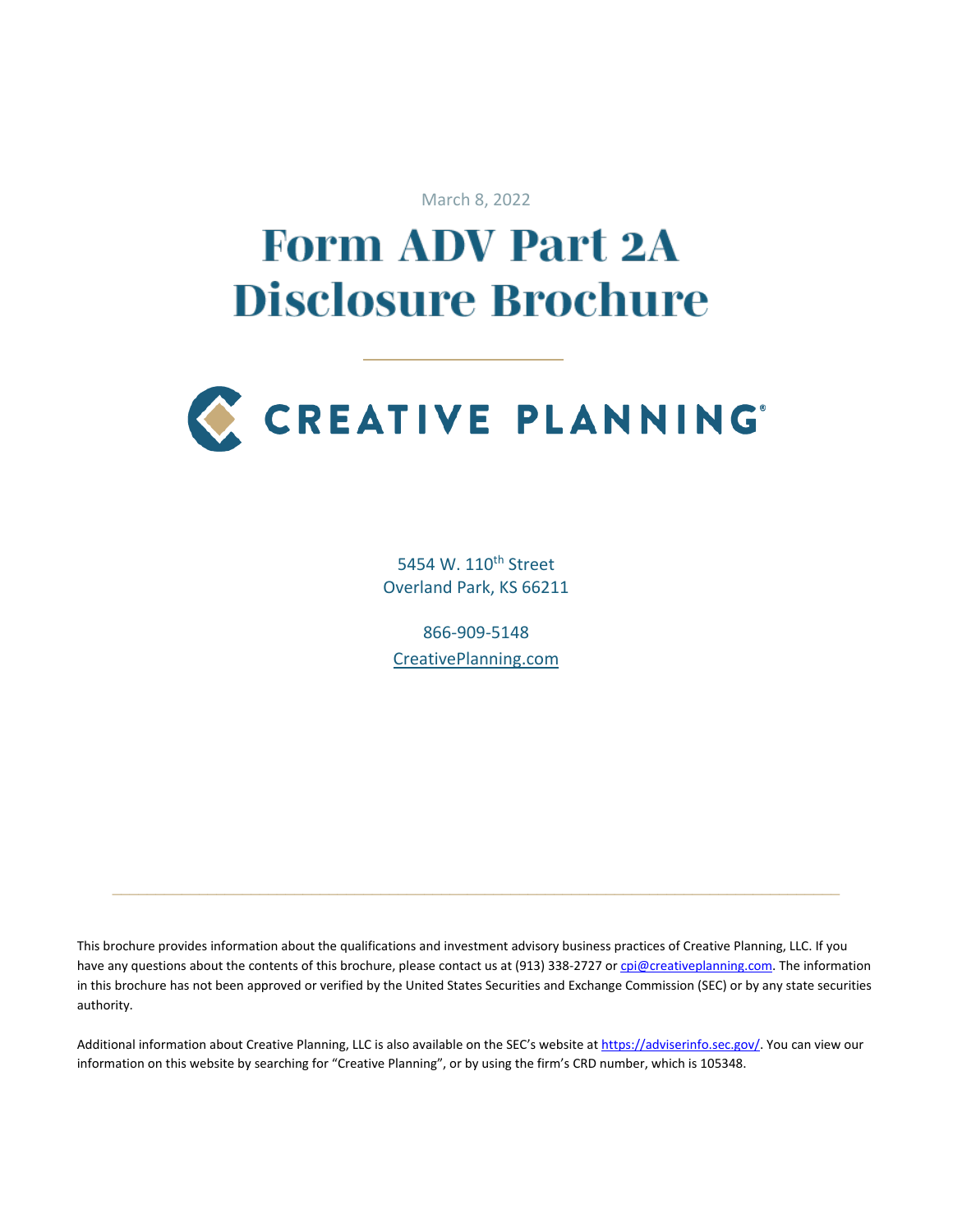March 8, 2022

# Form ADV Part 2A Disclosure Brochure

CREATIVE PLANNING®

5454 W. 110th Street
Overland Park, KS 66211

866-909-5148
CreativePlanning.com

This brochure provides information about the qualifications and investment advisory business practices of Creative Planning, LLC. If you have any questions about the contents of this brochure, please contact us at (913) 338-2727 or cpi@creativeplanning.com. The information in this brochure has not been approved or verified by the United States Securities and Exchange Commission (SEC) or by any state securities authority.

Additional information about Creative Planning, LLC is also available on the SEC's website at https://adviserinfo.sec.gov/. You can view our information on this website by searching for "Creative Planning", or by using the firm's CRD number, which is 105348.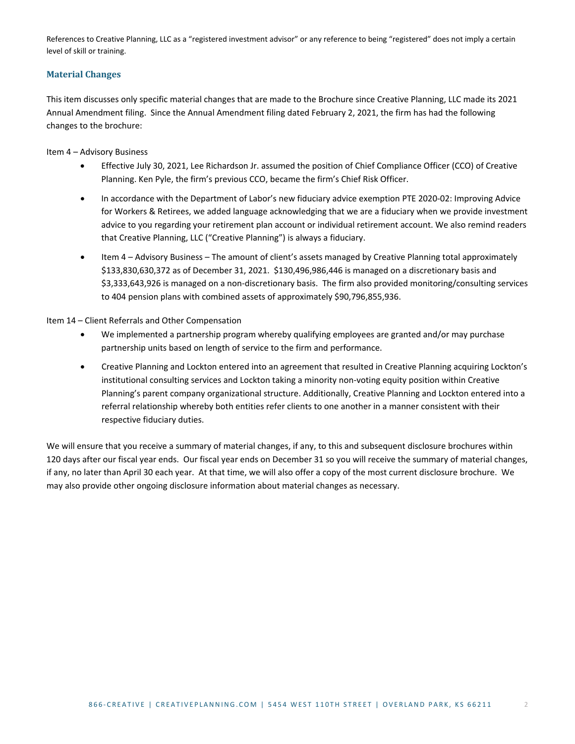References to Creative Planning, LLC as a "registered investment advisor" or any reference to being "registered" does not imply a certain level of skill or training.

## Material Changes

This item discusses only specific material changes that are made to the Brochure since Creative Planning, LLC made its 2021 Annual Amendment filing. Since the Annual Amendment filing dated February 2, 2021, the firm has had the following changes to the brochure:

Item 4 – Advisory Business

- Effective July 30, 2021, Lee Richardson Jr. assumed the position of Chief Compliance Officer (CCO) of Creative Planning. Ken Pyle, the firm's previous CCO, became the firm's Chief Risk Officer.
- In accordance with the Department of Labor's new fiduciary advice exemption PTE 2020-02: Improving Advice for Workers & Retirees, we added language acknowledging that we are a fiduciary when we provide investment advice to you regarding your retirement plan account or individual retirement account. We also remind readers that Creative Planning, LLC ("Creative Planning") is always a fiduciary.
- Item 4 – Advisory Business – The amount of client's assets managed by Creative Planning total approximately $133,830,630,372 as of December 31, 2021. $130,496,986,446 is managed on a discretionary basis and $3,333,643,926 is managed on a non-discretionary basis. The firm also provided monitoring/consulting services to 404 pension plans with combined assets of approximately $90,796,855,936.

Item 14 – Client Referrals and Other Compensation

- We implemented a partnership program whereby qualifying employees are granted and/or may purchase partnership units based on length of service to the firm and performance.
- Creative Planning and Lockton entered into an agreement that resulted in Creative Planning acquiring Lockton's institutional consulting services and Lockton taking a minority non-voting equity position within Creative Planning's parent company organizational structure. Additionally, Creative Planning and Lockton entered into a referral relationship whereby both entities refer clients to one another in a manner consistent with their respective fiduciary duties.

We will ensure that you receive a summary of material changes, if any, to this and subsequent disclosure brochures within 120 days after our fiscal year ends. Our fiscal year ends on December 31 so you will receive the summary of material changes, if any, no later than April 30 each year. At that time, we will also offer a copy of the most current disclosure brochure. We may also provide other ongoing disclosure information about material changes as necessary.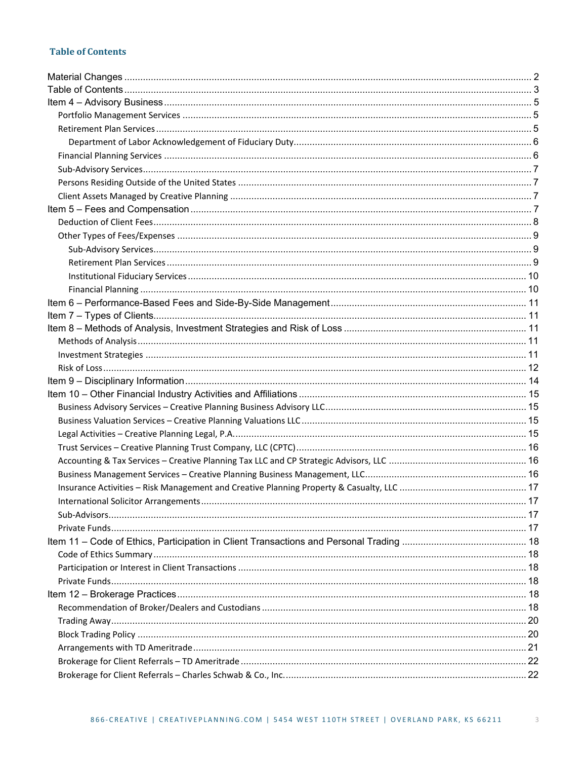## Table of Contents

Material Changes ... 2
Table of Contents ... 3
Item 4 – Advisory Business ... 5
- Portfolio Management Services ... 5
- Retirement Plan Services ... 5
  - Department of Labor Acknowledgement of Fiduciary Duty ... 6
- Financial Planning Services ... 6
- Sub-Advisory Services ... 7
- Persons Residing Outside of the United States ... 7
- Client Assets Managed by Creative Planning ... 7

Item 5 – Fees and Compensation ... 7
- Deduction of Client Fees ... 8
- Other Types of Fees/Expenses ... 9
  - Sub-Advisory Services ... 9
  - Retirement Plan Services ... 9
  - Institutional Fiduciary Services ... 10
  - Financial Planning ... 10

Item 6 – Performance-Based Fees and Side-By-Side Management ... 11
Item 7 – Types of Clients ... 11
Item 8 – Methods of Analysis, Investment Strategies and Risk of Loss ... 11
- Methods of Analysis ... 11
- Investment Strategies ... 11
- Risk of Loss ... 12

Item 9 – Disciplinary Information ... 14
Item 10 – Other Financial Industry Activities and Affiliations ... 15
- Business Advisory Services – Creative Planning Business Advisory LLC ... 15
- Business Valuation Services – Creative Planning Valuations LLC ... 15
- Legal Activities – Creative Planning Legal, P.A. ... 15
- Trust Services – Creative Planning Trust Company, LLC (CPTC) ... 16
- Accounting & Tax Services – Creative Planning Tax LLC and CP Strategic Advisors, LLC ... 16
- Business Management Services – Creative Planning Business Management, LLC ... 16
- Insurance Activities – Risk Management and Creative Planning Property & Casualty, LLC ... 17
- International Solicitor Arrangements ... 17
- Sub-Advisors ... 17
- Private Funds ... 17

Item 11 – Code of Ethics, Participation in Client Transactions and Personal Trading ... 18
- Code of Ethics Summary ... 18
- Participation or Interest in Client Transactions ... 18
- Private Funds ... 18

Item 12 – Brokerage Practices ... 18
- Recommendation of Broker/Dealers and Custodians ... 18
- Trading Away ... 20
- Block Trading Policy ... 20
- Arrangements with TD Ameritrade ... 21
- Brokerage for Client Referrals – TD Ameritrade ... 22
- Brokerage for Client Referrals – Charles Schwab & Co., Inc. ... 22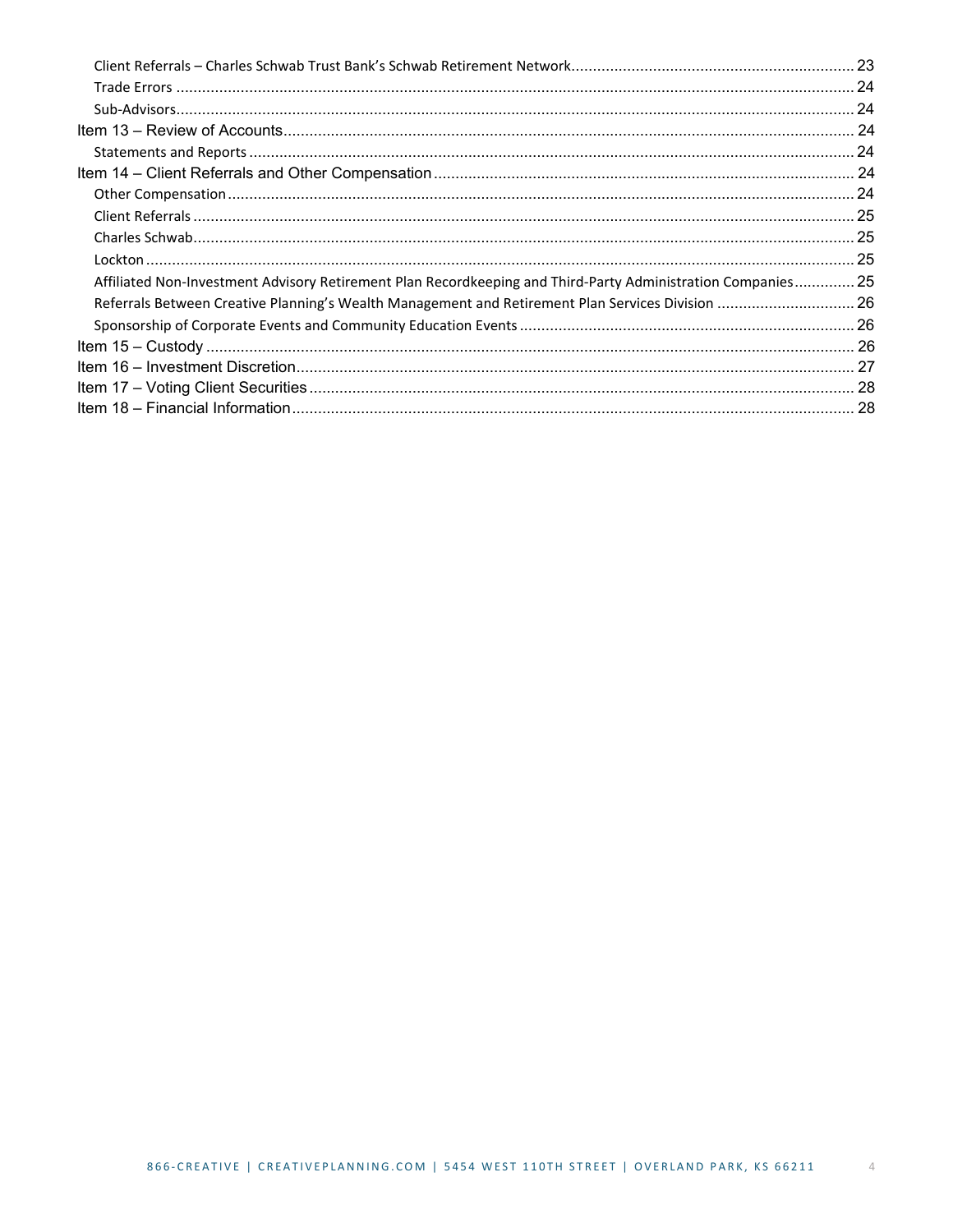Client Referrals – Charles Schwab Trust Bank's Schwab Retirement Network ........ 23
Trade Errors ........ 24
Sub-Advisors ........ 24

Item 13 – Review of Accounts ........ 24
Statements and Reports ........ 24

Item 14 – Client Referrals and Other Compensation ........ 24
Other Compensation ........ 24
Client Referrals ........ 25
Charles Schwab ........ 25
Lockton ........ 25
Affiliated Non-Investment Advisory Retirement Plan Recordkeeping and Third-Party Administration Companies ........ 25
Referrals Between Creative Planning's Wealth Management and Retirement Plan Services Division ........ 26
Sponsorship of Corporate Events and Community Education Events ........ 26

Item 15 – Custody ........ 26

Item 16 – Investment Discretion ........ 27

Item 17 – Voting Client Securities ........ 28

Item 18 – Financial Information ........ 28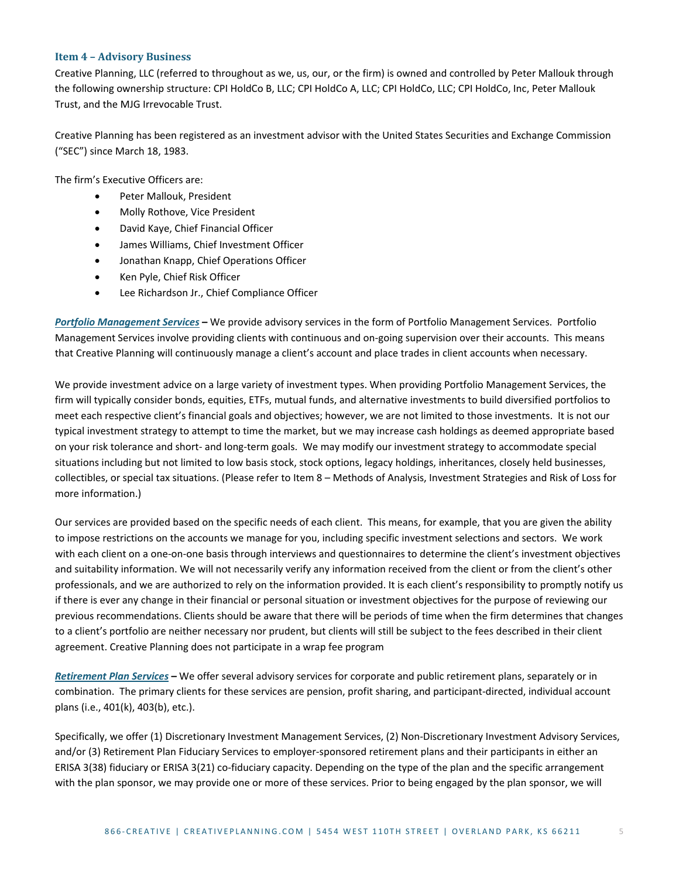### Item 4 – Advisory Business

Creative Planning, LLC (referred to throughout as we, us, our, or the firm) is owned and controlled by Peter Mallouk through the following ownership structure: CPI HoldCo B, LLC; CPI HoldCo A, LLC; CPI HoldCo, LLC; CPI HoldCo, Inc, Peter Mallouk Trust, and the MJG Irrevocable Trust.

Creative Planning has been registered as an investment advisor with the United States Securities and Exchange Commission ("SEC") since March 18, 1983.

The firm's Executive Officers are:

- Peter Mallouk, President
- Molly Rothove, Vice President
- David Kaye, Chief Financial Officer
- James Williams, Chief Investment Officer
- Jonathan Knapp, Chief Operations Officer
- Ken Pyle, Chief Risk Officer
- Lee Richardson Jr., Chief Compliance Officer

***Portfolio Management Services*** **–** We provide advisory services in the form of Portfolio Management Services. Portfolio Management Services involve providing clients with continuous and on-going supervision over their accounts. This means that Creative Planning will continuously manage a client's account and place trades in client accounts when necessary.

We provide investment advice on a large variety of investment types. When providing Portfolio Management Services, the firm will typically consider bonds, equities, ETFs, mutual funds, and alternative investments to build diversified portfolios to meet each respective client's financial goals and objectives; however, we are not limited to those investments. It is not our typical investment strategy to attempt to time the market, but we may increase cash holdings as deemed appropriate based on your risk tolerance and short- and long-term goals. We may modify our investment strategy to accommodate special situations including but not limited to low basis stock, stock options, legacy holdings, inheritances, closely held businesses, collectibles, or special tax situations. (Please refer to Item 8 – Methods of Analysis, Investment Strategies and Risk of Loss for more information.)

Our services are provided based on the specific needs of each client. This means, for example, that you are given the ability to impose restrictions on the accounts we manage for you, including specific investment selections and sectors. We work with each client on a one-on-one basis through interviews and questionnaires to determine the client's investment objectives and suitability information. We will not necessarily verify any information received from the client or from the client's other professionals, and we are authorized to rely on the information provided. It is each client's responsibility to promptly notify us if there is ever any change in their financial or personal situation or investment objectives for the purpose of reviewing our previous recommendations. Clients should be aware that there will be periods of time when the firm determines that changes to a client's portfolio are neither necessary nor prudent, but clients will still be subject to the fees described in their client agreement. Creative Planning does not participate in a wrap fee program

***Retirement Plan Services*** **–** We offer several advisory services for corporate and public retirement plans, separately or in combination. The primary clients for these services are pension, profit sharing, and participant-directed, individual account plans (i.e., 401(k), 403(b), etc.).

Specifically, we offer (1) Discretionary Investment Management Services, (2) Non-Discretionary Investment Advisory Services, and/or (3) Retirement Plan Fiduciary Services to employer-sponsored retirement plans and their participants in either an ERISA 3(38) fiduciary or ERISA 3(21) co-fiduciary capacity. Depending on the type of the plan and the specific arrangement with the plan sponsor, we may provide one or more of these services. Prior to being engaged by the plan sponsor, we will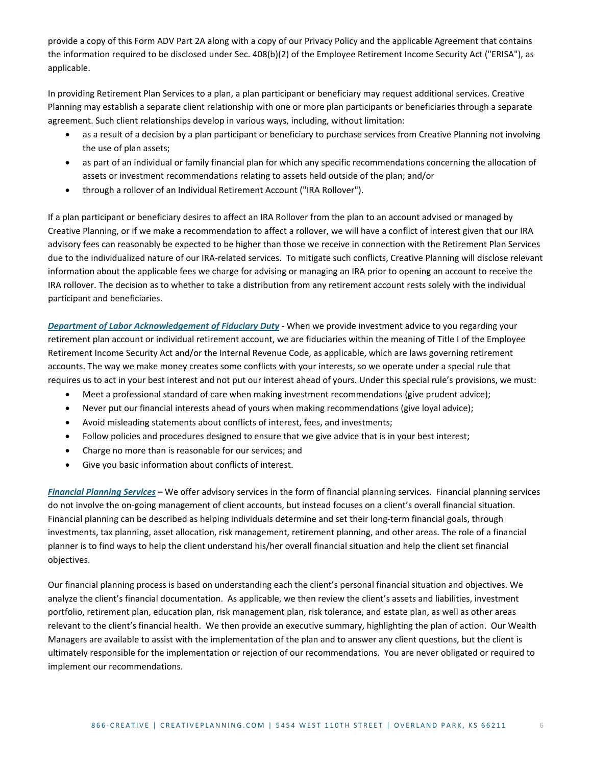provide a copy of this Form ADV Part 2A along with a copy of our Privacy Policy and the applicable Agreement that contains the information required to be disclosed under Sec. 408(b)(2) of the Employee Retirement Income Security Act ("ERISA"), as applicable.

In providing Retirement Plan Services to a plan, a plan participant or beneficiary may request additional services. Creative Planning may establish a separate client relationship with one or more plan participants or beneficiaries through a separate agreement. Such client relationships develop in various ways, including, without limitation:

- as a result of a decision by a plan participant or beneficiary to purchase services from Creative Planning not involving the use of plan assets;
- as part of an individual or family financial plan for which any specific recommendations concerning the allocation of assets or investment recommendations relating to assets held outside of the plan; and/or
- through a rollover of an Individual Retirement Account ("IRA Rollover").

If a plan participant or beneficiary desires to affect an IRA Rollover from the plan to an account advised or managed by Creative Planning, or if we make a recommendation to affect a rollover, we will have a conflict of interest given that our IRA advisory fees can reasonably be expected to be higher than those we receive in connection with the Retirement Plan Services due to the individualized nature of our IRA-related services. To mitigate such conflicts, Creative Planning will disclose relevant information about the applicable fees we charge for advising or managing an IRA prior to opening an account to receive the IRA rollover. The decision as to whether to take a distribution from any retirement account rests solely with the individual participant and beneficiaries.

***Department of Labor Acknowledgement of Fiduciary Duty*** - When we provide investment advice to you regarding your retirement plan account or individual retirement account, we are fiduciaries within the meaning of Title I of the Employee Retirement Income Security Act and/or the Internal Revenue Code, as applicable, which are laws governing retirement accounts. The way we make money creates some conflicts with your interests, so we operate under a special rule that requires us to act in your best interest and not put our interest ahead of yours. Under this special rule's provisions, we must:

- Meet a professional standard of care when making investment recommendations (give prudent advice);
- Never put our financial interests ahead of yours when making recommendations (give loyal advice);
- Avoid misleading statements about conflicts of interest, fees, and investments;
- Follow policies and procedures designed to ensure that we give advice that is in your best interest;
- Charge no more than is reasonable for our services; and
- Give you basic information about conflicts of interest.

***Financial Planning Services*** **–** We offer advisory services in the form of financial planning services. Financial planning services do not involve the on-going management of client accounts, but instead focuses on a client's overall financial situation. Financial planning can be described as helping individuals determine and set their long-term financial goals, through investments, tax planning, asset allocation, risk management, retirement planning, and other areas. The role of a financial planner is to find ways to help the client understand his/her overall financial situation and help the client set financial objectives.

Our financial planning process is based on understanding each the client's personal financial situation and objectives. We analyze the client's financial documentation. As applicable, we then review the client's assets and liabilities, investment portfolio, retirement plan, education plan, risk management plan, risk tolerance, and estate plan, as well as other areas relevant to the client's financial health. We then provide an executive summary, highlighting the plan of action. Our Wealth Managers are available to assist with the implementation of the plan and to answer any client questions, but the client is ultimately responsible for the implementation or rejection of our recommendations. You are never obligated or required to implement our recommendations.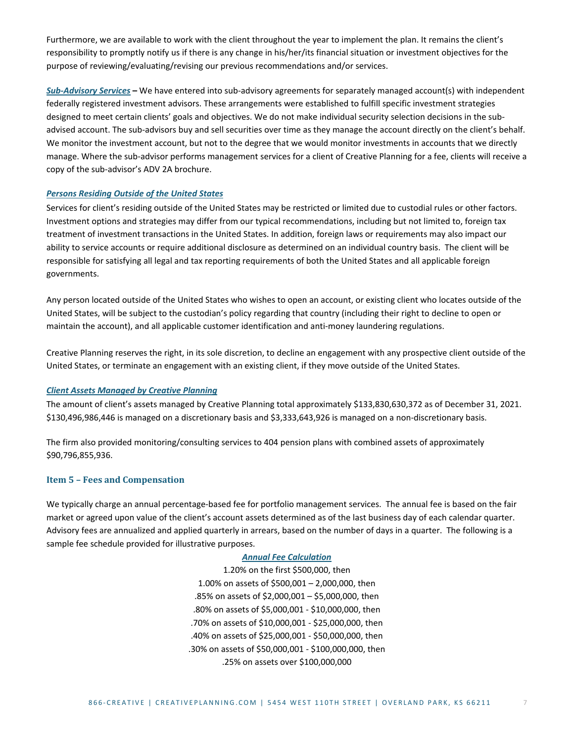Furthermore, we are available to work with the client throughout the year to implement the plan. It remains the client's responsibility to promptly notify us if there is any change in his/her/its financial situation or investment objectives for the purpose of reviewing/evaluating/revising our previous recommendations and/or services.

***Sub-Advisory Services*** **–** We have entered into sub-advisory agreements for separately managed account(s) with independent federally registered investment advisors. These arrangements were established to fulfill specific investment strategies designed to meet certain clients' goals and objectives. We do not make individual security selection decisions in the sub-advised account. The sub-advisors buy and sell securities over time as they manage the account directly on the client's behalf. We monitor the investment account, but not to the degree that we would monitor investments in accounts that we directly manage. Where the sub-advisor performs management services for a client of Creative Planning for a fee, clients will receive a copy of the sub-advisor's ADV 2A brochure.

***Persons Residing Outside of the United States***

Services for client's residing outside of the United States may be restricted or limited due to custodial rules or other factors. Investment options and strategies may differ from our typical recommendations, including but not limited to, foreign tax treatment of investment transactions in the United States. In addition, foreign laws or requirements may also impact our ability to service accounts or require additional disclosure as determined on an individual country basis. The client will be responsible for satisfying all legal and tax reporting requirements of both the United States and all applicable foreign governments.

Any person located outside of the United States who wishes to open an account, or existing client who locates outside of the United States, will be subject to the custodian's policy regarding that country (including their right to decline to open or maintain the account), and all applicable customer identification and anti-money laundering regulations.

Creative Planning reserves the right, in its sole discretion, to decline an engagement with any prospective client outside of the United States, or terminate an engagement with an existing client, if they move outside of the United States.

***Client Assets Managed by Creative Planning***

The amount of client's assets managed by Creative Planning total approximately $133,830,630,372 as of December 31, 2021. $130,496,986,446 is managed on a discretionary basis and $3,333,643,926 is managed on a non-discretionary basis.

The firm also provided monitoring/consulting services to 404 pension plans with combined assets of approximately $90,796,855,936.

## Item 5 – Fees and Compensation

We typically charge an annual percentage-based fee for portfolio management services. The annual fee is based on the fair market or agreed upon value of the client's account assets determined as of the last business day of each calendar quarter. Advisory fees are annualized and applied quarterly in arrears, based on the number of days in a quarter. The following is a sample fee schedule provided for illustrative purposes.

***Annual Fee Calculation***

1.20% on the first $500,000, then
1.00% on assets of $500,001 – 2,000,000, then
.85% on assets of $2,000,001 – $5,000,000, then
.80% on assets of $5,000,001 - $10,000,000, then
.70% on assets of $10,000,001 - $25,000,000, then
.40% on assets of $25,000,001 - $50,000,000, then
.30% on assets of $50,000,001 - $100,000,000, then
.25% on assets over $100,000,000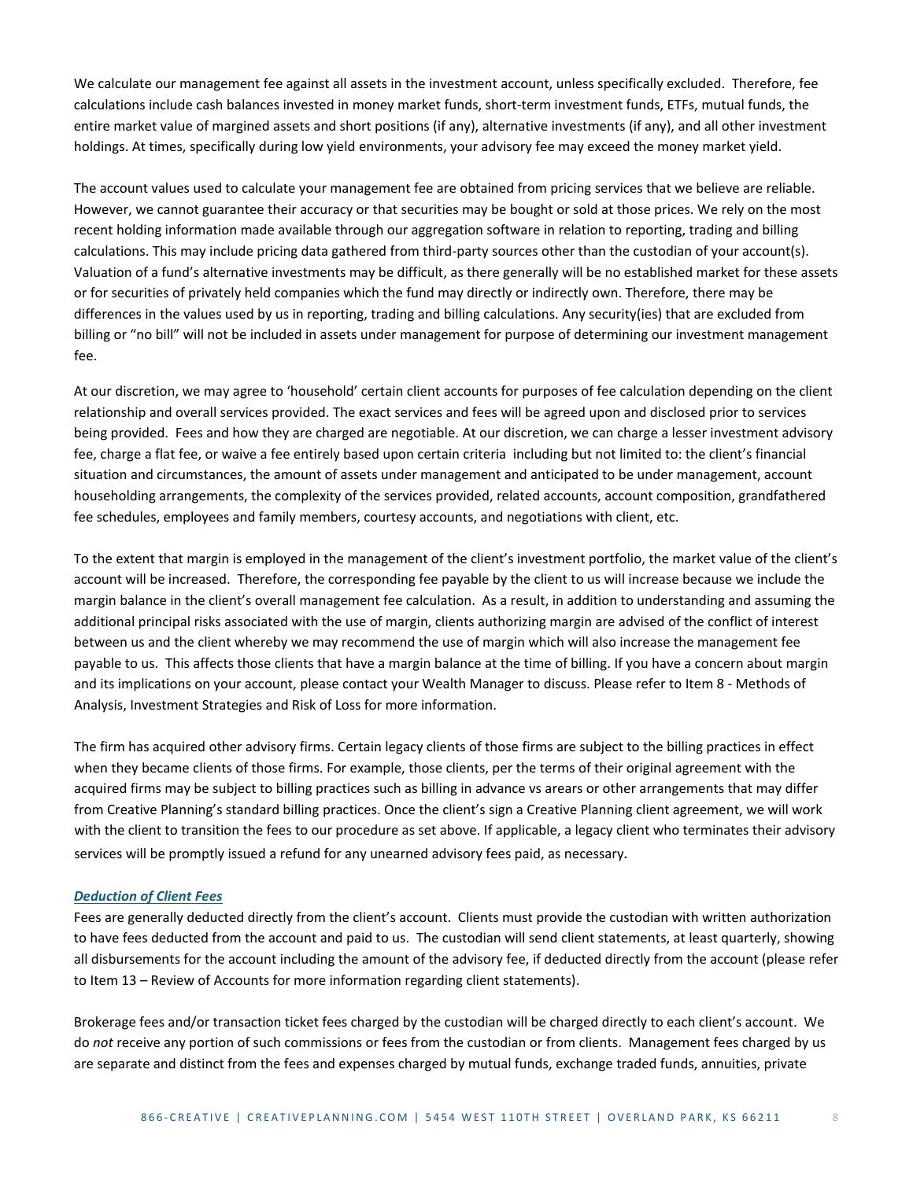We calculate our management fee against all assets in the investment account, unless specifically excluded. Therefore, fee calculations include cash balances invested in money market funds, short-term investment funds, ETFs, mutual funds, the entire market value of margined assets and short positions (if any), alternative investments (if any), and all other investment holdings. At times, specifically during low yield environments, your advisory fee may exceed the money market yield.

The account values used to calculate your management fee are obtained from pricing services that we believe are reliable. However, we cannot guarantee their accuracy or that securities may be bought or sold at those prices. We rely on the most recent holding information made available through our aggregation software in relation to reporting, trading and billing calculations. This may include pricing data gathered from third-party sources other than the custodian of your account(s). Valuation of a fund's alternative investments may be difficult, as there generally will be no established market for these assets or for securities of privately held companies which the fund may directly or indirectly own. Therefore, there may be differences in the values used by us in reporting, trading and billing calculations. Any security(ies) that are excluded from billing or "no bill" will not be included in assets under management for purpose of determining our investment management fee.

At our discretion, we may agree to 'household' certain client accounts for purposes of fee calculation depending on the client relationship and overall services provided. The exact services and fees will be agreed upon and disclosed prior to services being provided. Fees and how they are charged are negotiable. At our discretion, we can charge a lesser investment advisory fee, charge a flat fee, or waive a fee entirely based upon certain criteria including but not limited to: the client's financial situation and circumstances, the amount of assets under management and anticipated to be under management, account householding arrangements, the complexity of the services provided, related accounts, account composition, grandfathered fee schedules, employees and family members, courtesy accounts, and negotiations with client, etc.

To the extent that margin is employed in the management of the client's investment portfolio, the market value of the client's account will be increased. Therefore, the corresponding fee payable by the client to us will increase because we include the margin balance in the client's overall management fee calculation. As a result, in addition to understanding and assuming the additional principal risks associated with the use of margin, clients authorizing margin are advised of the conflict of interest between us and the client whereby we may recommend the use of margin which will also increase the management fee payable to us. This affects those clients that have a margin balance at the time of billing. If you have a concern about margin and its implications on your account, please contact your Wealth Manager to discuss. Please refer to Item 8 - Methods of Analysis, Investment Strategies and Risk of Loss for more information.

The firm has acquired other advisory firms. Certain legacy clients of those firms are subject to the billing practices in effect when they became clients of those firms. For example, those clients, per the terms of their original agreement with the acquired firms may be subject to billing practices such as billing in advance vs arears or other arrangements that may differ from Creative Planning's standard billing practices. Once the client's sign a Creative Planning client agreement, we will work with the client to transition the fees to our procedure as set above. If applicable, a legacy client who terminates their advisory services will be promptly issued a refund for any unearned advisory fees paid, as necessary.

***Deduction of Client Fees***

Fees are generally deducted directly from the client's account. Clients must provide the custodian with written authorization to have fees deducted from the account and paid to us. The custodian will send client statements, at least quarterly, showing all disbursements for the account including the amount of the advisory fee, if deducted directly from the account (please refer to Item 13 – Review of Accounts for more information regarding client statements).

Brokerage fees and/or transaction ticket fees charged by the custodian will be charged directly to each client's account. We do *not* receive any portion of such commissions or fees from the custodian or from clients. Management fees charged by us are separate and distinct from the fees and expenses charged by mutual funds, exchange traded funds, annuities, private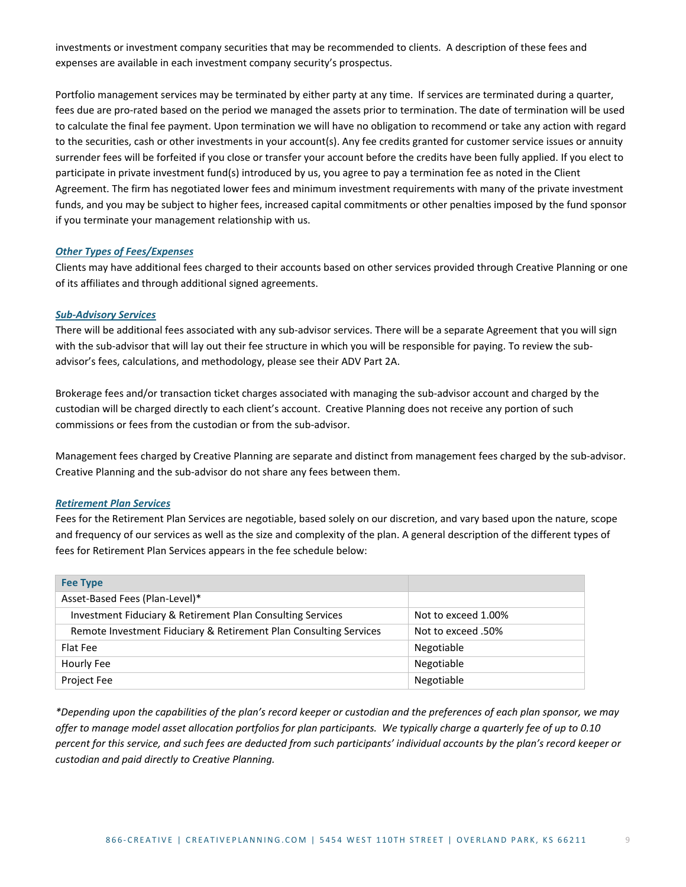investments or investment company securities that may be recommended to clients. A description of these fees and expenses are available in each investment company security's prospectus.

Portfolio management services may be terminated by either party at any time. If services are terminated during a quarter, fees due are pro-rated based on the period we managed the assets prior to termination. The date of termination will be used to calculate the final fee payment. Upon termination we will have no obligation to recommend or take any action with regard to the securities, cash or other investments in your account(s). Any fee credits granted for customer service issues or annuity surrender fees will be forfeited if you close or transfer your account before the credits have been fully applied. If you elect to participate in private investment fund(s) introduced by us, you agree to pay a termination fee as noted in the Client Agreement. The firm has negotiated lower fees and minimum investment requirements with many of the private investment funds, and you may be subject to higher fees, increased capital commitments or other penalties imposed by the fund sponsor if you terminate your management relationship with us.

***Other Types of Fees/Expenses***

Clients may have additional fees charged to their accounts based on other services provided through Creative Planning or one of its affiliates and through additional signed agreements.

***Sub-Advisory Services***

There will be additional fees associated with any sub-advisor services. There will be a separate Agreement that you will sign with the sub-advisor that will lay out their fee structure in which you will be responsible for paying. To review the sub-advisor's fees, calculations, and methodology, please see their ADV Part 2A.

Brokerage fees and/or transaction ticket charges associated with managing the sub-advisor account and charged by the custodian will be charged directly to each client's account. Creative Planning does not receive any portion of such commissions or fees from the custodian or from the sub-advisor.

Management fees charged by Creative Planning are separate and distinct from management fees charged by the sub-advisor. Creative Planning and the sub-advisor do not share any fees between them.

***Retirement Plan Services***

Fees for the Retirement Plan Services are negotiable, based solely on our discretion, and vary based upon the nature, scope and frequency of our services as well as the size and complexity of the plan. A general description of the different types of fees for Retirement Plan Services appears in the fee schedule below:

| Fee Type | |
|---|---|
| Asset-Based Fees (Plan-Level)* | |
| Investment Fiduciary & Retirement Plan Consulting Services | Not to exceed 1.00% |
| Remote Investment Fiduciary & Retirement Plan Consulting Services | Not to exceed .50% |
| Flat Fee | Negotiable |
| Hourly Fee | Negotiable |
| Project Fee | Negotiable |

*\*Depending upon the capabilities of the plan's record keeper or custodian and the preferences of each plan sponsor, we may offer to manage model asset allocation portfolios for plan participants. We typically charge a quarterly fee of up to 0.10 percent for this service, and such fees are deducted from such participants' individual accounts by the plan's record keeper or custodian and paid directly to Creative Planning.*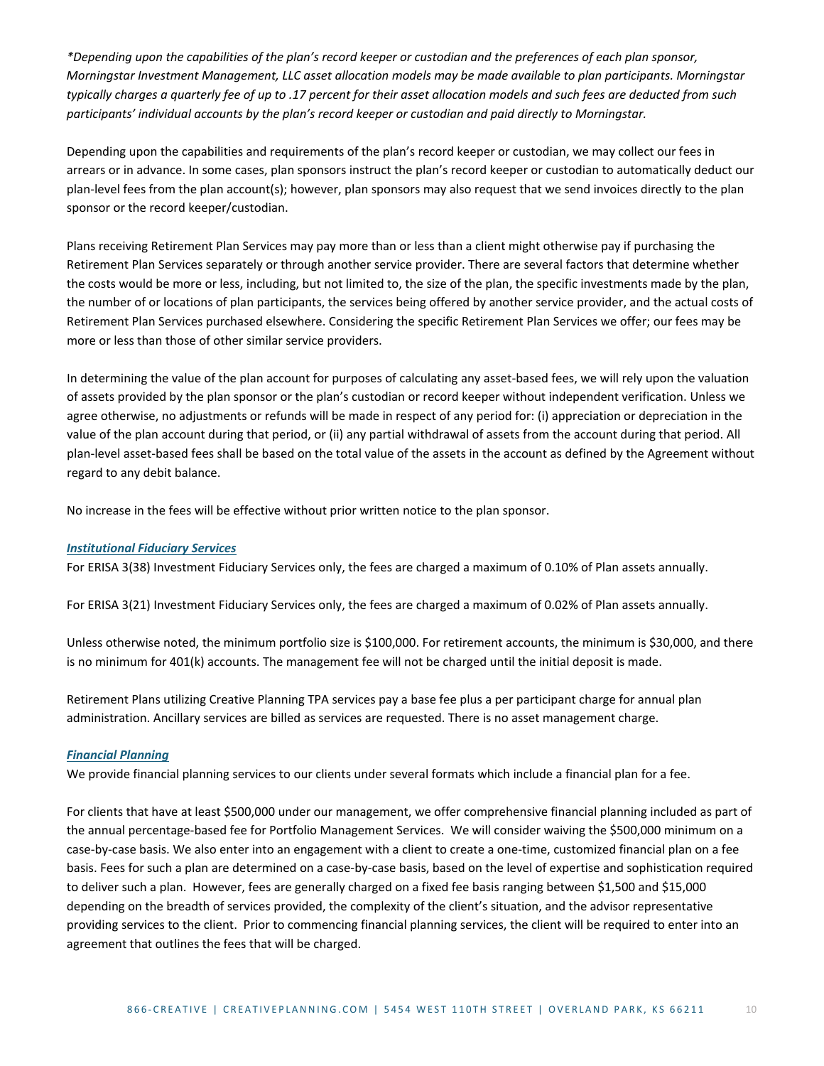*\*Depending upon the capabilities of the plan's record keeper or custodian and the preferences of each plan sponsor, Morningstar Investment Management, LLC asset allocation models may be made available to plan participants. Morningstar typically charges a quarterly fee of up to .17 percent for their asset allocation models and such fees are deducted from such participants' individual accounts by the plan's record keeper or custodian and paid directly to Morningstar.*

Depending upon the capabilities and requirements of the plan's record keeper or custodian, we may collect our fees in arrears or in advance. In some cases, plan sponsors instruct the plan's record keeper or custodian to automatically deduct our plan-level fees from the plan account(s); however, plan sponsors may also request that we send invoices directly to the plan sponsor or the record keeper/custodian.

Plans receiving Retirement Plan Services may pay more than or less than a client might otherwise pay if purchasing the Retirement Plan Services separately or through another service provider. There are several factors that determine whether the costs would be more or less, including, but not limited to, the size of the plan, the specific investments made by the plan, the number of or locations of plan participants, the services being offered by another service provider, and the actual costs of Retirement Plan Services purchased elsewhere. Considering the specific Retirement Plan Services we offer; our fees may be more or less than those of other similar service providers.

In determining the value of the plan account for purposes of calculating any asset-based fees, we will rely upon the valuation of assets provided by the plan sponsor or the plan's custodian or record keeper without independent verification. Unless we agree otherwise, no adjustments or refunds will be made in respect of any period for: (i) appreciation or depreciation in the value of the plan account during that period, or (ii) any partial withdrawal of assets from the account during that period. All plan-level asset-based fees shall be based on the total value of the assets in the account as defined by the Agreement without regard to any debit balance.

No increase in the fees will be effective without prior written notice to the plan sponsor.

### *Institutional Fiduciary Services*

For ERISA 3(38) Investment Fiduciary Services only, the fees are charged a maximum of 0.10% of Plan assets annually.

For ERISA 3(21) Investment Fiduciary Services only, the fees are charged a maximum of 0.02% of Plan assets annually.

Unless otherwise noted, the minimum portfolio size is $100,000. For retirement accounts, the minimum is $30,000, and there is no minimum for 401(k) accounts. The management fee will not be charged until the initial deposit is made.

Retirement Plans utilizing Creative Planning TPA services pay a base fee plus a per participant charge for annual plan administration. Ancillary services are billed as services are requested. There is no asset management charge.

### *Financial Planning*

We provide financial planning services to our clients under several formats which include a financial plan for a fee.

For clients that have at least $500,000 under our management, we offer comprehensive financial planning included as part of the annual percentage-based fee for Portfolio Management Services. We will consider waiving the $500,000 minimum on a case-by-case basis. We also enter into an engagement with a client to create a one-time, customized financial plan on a fee basis. Fees for such a plan are determined on a case-by-case basis, based on the level of expertise and sophistication required to deliver such a plan. However, fees are generally charged on a fixed fee basis ranging between $1,500 and $15,000 depending on the breadth of services provided, the complexity of the client's situation, and the advisor representative providing services to the client. Prior to commencing financial planning services, the client will be required to enter into an agreement that outlines the fees that will be charged.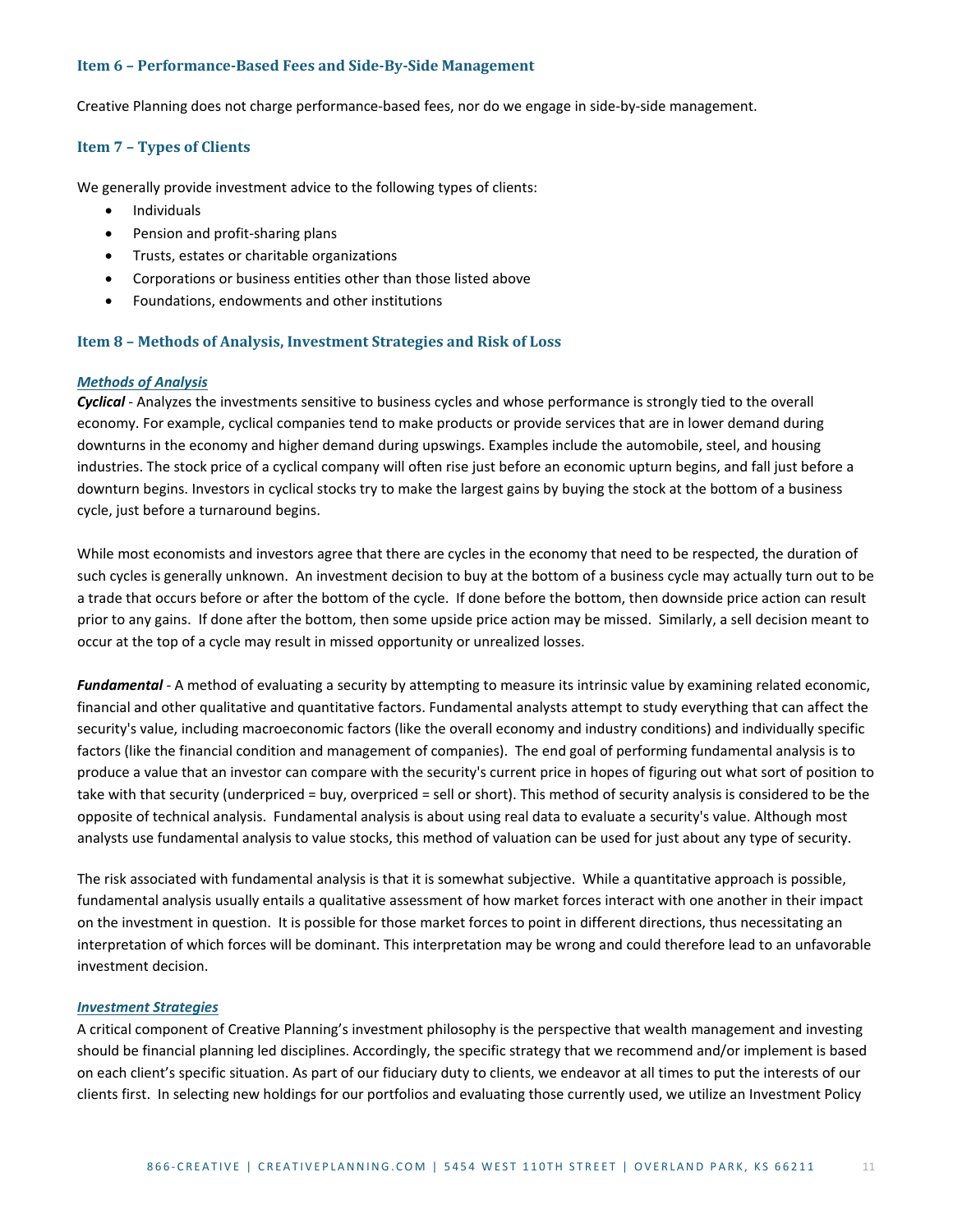## Item 6 – Performance-Based Fees and Side-By-Side Management

Creative Planning does not charge performance-based fees, nor do we engage in side-by-side management.

## Item 7 – Types of Clients

We generally provide investment advice to the following types of clients:

- Individuals
- Pension and profit-sharing plans
- Trusts, estates or charitable organizations
- Corporations or business entities other than those listed above
- Foundations, endowments and other institutions

## Item 8 – Methods of Analysis, Investment Strategies and Risk of Loss

***Methods of Analysis***

***Cyclical*** - Analyzes the investments sensitive to business cycles and whose performance is strongly tied to the overall economy. For example, cyclical companies tend to make products or provide services that are in lower demand during downturns in the economy and higher demand during upswings. Examples include the automobile, steel, and housing industries. The stock price of a cyclical company will often rise just before an economic upturn begins, and fall just before a downturn begins. Investors in cyclical stocks try to make the largest gains by buying the stock at the bottom of a business cycle, just before a turnaround begins.

While most economists and investors agree that there are cycles in the economy that need to be respected, the duration of such cycles is generally unknown. An investment decision to buy at the bottom of a business cycle may actually turn out to be a trade that occurs before or after the bottom of the cycle. If done before the bottom, then downside price action can result prior to any gains. If done after the bottom, then some upside price action may be missed. Similarly, a sell decision meant to occur at the top of a cycle may result in missed opportunity or unrealized losses.

***Fundamental*** - A method of evaluating a security by attempting to measure its intrinsic value by examining related economic, financial and other qualitative and quantitative factors. Fundamental analysts attempt to study everything that can affect the security's value, including macroeconomic factors (like the overall economy and industry conditions) and individually specific factors (like the financial condition and management of companies). The end goal of performing fundamental analysis is to produce a value that an investor can compare with the security's current price in hopes of figuring out what sort of position to take with that security (underpriced = buy, overpriced = sell or short). This method of security analysis is considered to be the opposite of technical analysis. Fundamental analysis is about using real data to evaluate a security's value. Although most analysts use fundamental analysis to value stocks, this method of valuation can be used for just about any type of security.

The risk associated with fundamental analysis is that it is somewhat subjective. While a quantitative approach is possible, fundamental analysis usually entails a qualitative assessment of how market forces interact with one another in their impact on the investment in question. It is possible for those market forces to point in different directions, thus necessitating an interpretation of which forces will be dominant. This interpretation may be wrong and could therefore lead to an unfavorable investment decision.

***Investment Strategies***

A critical component of Creative Planning's investment philosophy is the perspective that wealth management and investing should be financial planning led disciplines. Accordingly, the specific strategy that we recommend and/or implement is based on each client's specific situation. As part of our fiduciary duty to clients, we endeavor at all times to put the interests of our clients first. In selecting new holdings for our portfolios and evaluating those currently used, we utilize an Investment Policy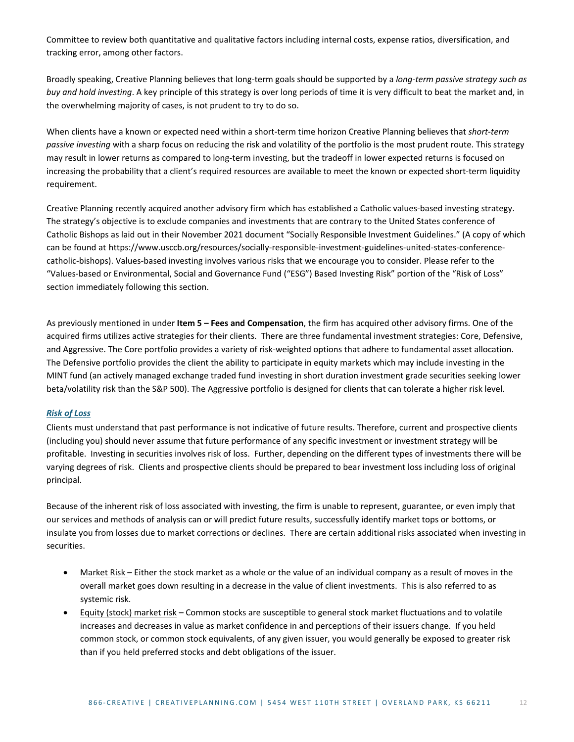Committee to review both quantitative and qualitative factors including internal costs, expense ratios, diversification, and tracking error, among other factors.

Broadly speaking, Creative Planning believes that long-term goals should be supported by a *long-term passive strategy such as buy and hold investing*. A key principle of this strategy is over long periods of time it is very difficult to beat the market and, in the overwhelming majority of cases, is not prudent to try to do so.

When clients have a known or expected need within a short-term time horizon Creative Planning believes that *short-term passive investing* with a sharp focus on reducing the risk and volatility of the portfolio is the most prudent route. This strategy may result in lower returns as compared to long-term investing, but the tradeoff in lower expected returns is focused on increasing the probability that a client's required resources are available to meet the known or expected short-term liquidity requirement.

Creative Planning recently acquired another advisory firm which has established a Catholic values-based investing strategy. The strategy's objective is to exclude companies and investments that are contrary to the United States conference of Catholic Bishops as laid out in their November 2021 document "Socially Responsible Investment Guidelines." (A copy of which can be found at https://www.usccb.org/resources/socially-responsible-investment-guidelines-united-states-conference-catholic-bishops). Values-based investing involves various risks that we encourage you to consider. Please refer to the "Values-based or Environmental, Social and Governance Fund ("ESG") Based Investing Risk" portion of the "Risk of Loss" section immediately following this section.

As previously mentioned in under **Item 5 – Fees and Compensation**, the firm has acquired other advisory firms. One of the acquired firms utilizes active strategies for their clients. There are three fundamental investment strategies: Core, Defensive, and Aggressive. The Core portfolio provides a variety of risk-weighted options that adhere to fundamental asset allocation. The Defensive portfolio provides the client the ability to participate in equity markets which may include investing in the MINT fund (an actively managed exchange traded fund investing in short duration investment grade securities seeking lower beta/volatility risk than the S&P 500). The Aggressive portfolio is designed for clients that can tolerate a higher risk level.

### *Risk of Loss*

Clients must understand that past performance is not indicative of future results. Therefore, current and prospective clients (including you) should never assume that future performance of any specific investment or investment strategy will be profitable. Investing in securities involves risk of loss. Further, depending on the different types of investments there will be varying degrees of risk. Clients and prospective clients should be prepared to bear investment loss including loss of original principal.

Because of the inherent risk of loss associated with investing, the firm is unable to represent, guarantee, or even imply that our services and methods of analysis can or will predict future results, successfully identify market tops or bottoms, or insulate you from losses due to market corrections or declines. There are certain additional risks associated when investing in securities.

- Market Risk – Either the stock market as a whole or the value of an individual company as a result of moves in the overall market goes down resulting in a decrease in the value of client investments. This is also referred to as systemic risk.
- Equity (stock) market risk – Common stocks are susceptible to general stock market fluctuations and to volatile increases and decreases in value as market confidence in and perceptions of their issuers change. If you held common stock, or common stock equivalents, of any given issuer, you would generally be exposed to greater risk than if you held preferred stocks and debt obligations of the issuer.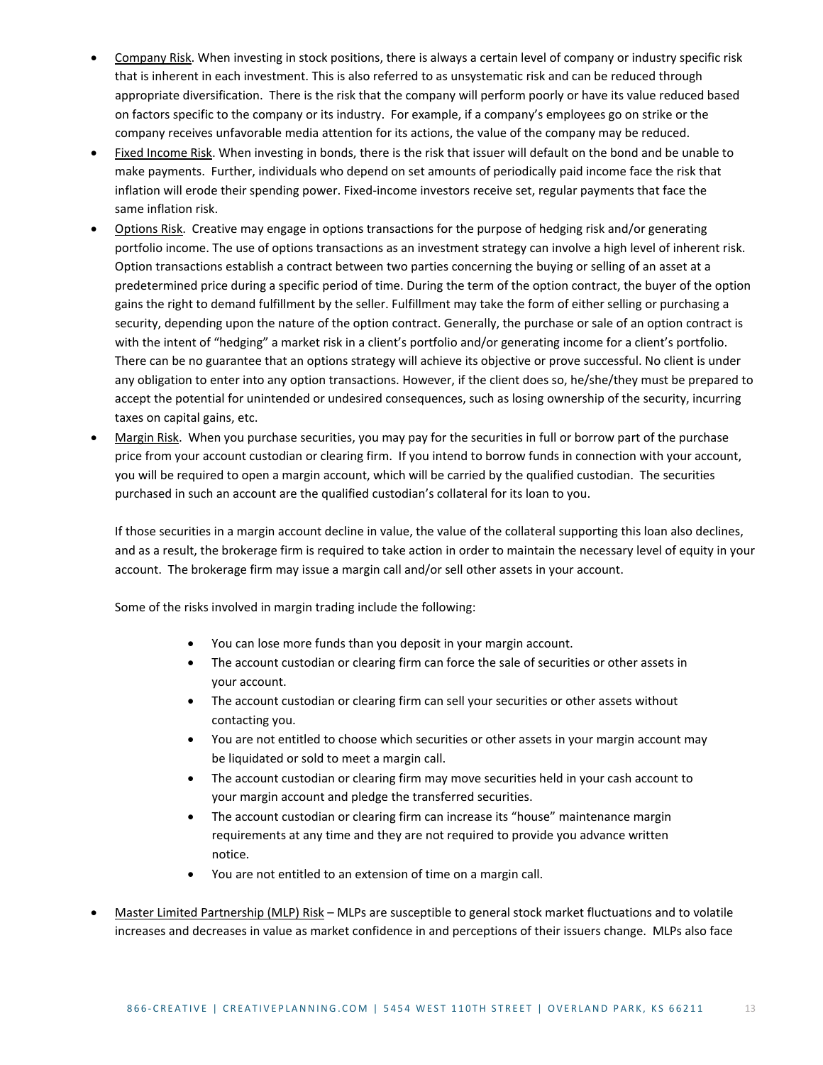- Company Risk. When investing in stock positions, there is always a certain level of company or industry specific risk that is inherent in each investment. This is also referred to as unsystematic risk and can be reduced through appropriate diversification. There is the risk that the company will perform poorly or have its value reduced based on factors specific to the company or its industry. For example, if a company's employees go on strike or the company receives unfavorable media attention for its actions, the value of the company may be reduced.
- Fixed Income Risk. When investing in bonds, there is the risk that issuer will default on the bond and be unable to make payments. Further, individuals who depend on set amounts of periodically paid income face the risk that inflation will erode their spending power. Fixed-income investors receive set, regular payments that face the same inflation risk.
- Options Risk. Creative may engage in options transactions for the purpose of hedging risk and/or generating portfolio income. The use of options transactions as an investment strategy can involve a high level of inherent risk. Option transactions establish a contract between two parties concerning the buying or selling of an asset at a predetermined price during a specific period of time. During the term of the option contract, the buyer of the option gains the right to demand fulfillment by the seller. Fulfillment may take the form of either selling or purchasing a security, depending upon the nature of the option contract. Generally, the purchase or sale of an option contract is with the intent of "hedging" a market risk in a client's portfolio and/or generating income for a client's portfolio. There can be no guarantee that an options strategy will achieve its objective or prove successful. No client is under any obligation to enter into any option transactions. However, if the client does so, he/she/they must be prepared to accept the potential for unintended or undesired consequences, such as losing ownership of the security, incurring taxes on capital gains, etc.
- Margin Risk. When you purchase securities, you may pay for the securities in full or borrow part of the purchase price from your account custodian or clearing firm. If you intend to borrow funds in connection with your account, you will be required to open a margin account, which will be carried by the qualified custodian. The securities purchased in such an account are the qualified custodian's collateral for its loan to you.

  If those securities in a margin account decline in value, the value of the collateral supporting this loan also declines, and as a result, the brokerage firm is required to take action in order to maintain the necessary level of equity in your account. The brokerage firm may issue a margin call and/or sell other assets in your account.

  Some of the risks involved in margin trading include the following:

  - You can lose more funds than you deposit in your margin account.
  - The account custodian or clearing firm can force the sale of securities or other assets in your account.
  - The account custodian or clearing firm can sell your securities or other assets without contacting you.
  - You are not entitled to choose which securities or other assets in your margin account may be liquidated or sold to meet a margin call.
  - The account custodian or clearing firm may move securities held in your cash account to your margin account and pledge the transferred securities.
  - The account custodian or clearing firm can increase its "house" maintenance margin requirements at any time and they are not required to provide you advance written notice.
  - You are not entitled to an extension of time on a margin call.

- Master Limited Partnership (MLP) Risk – MLPs are susceptible to general stock market fluctuations and to volatile increases and decreases in value as market confidence in and perceptions of their issuers change. MLPs also face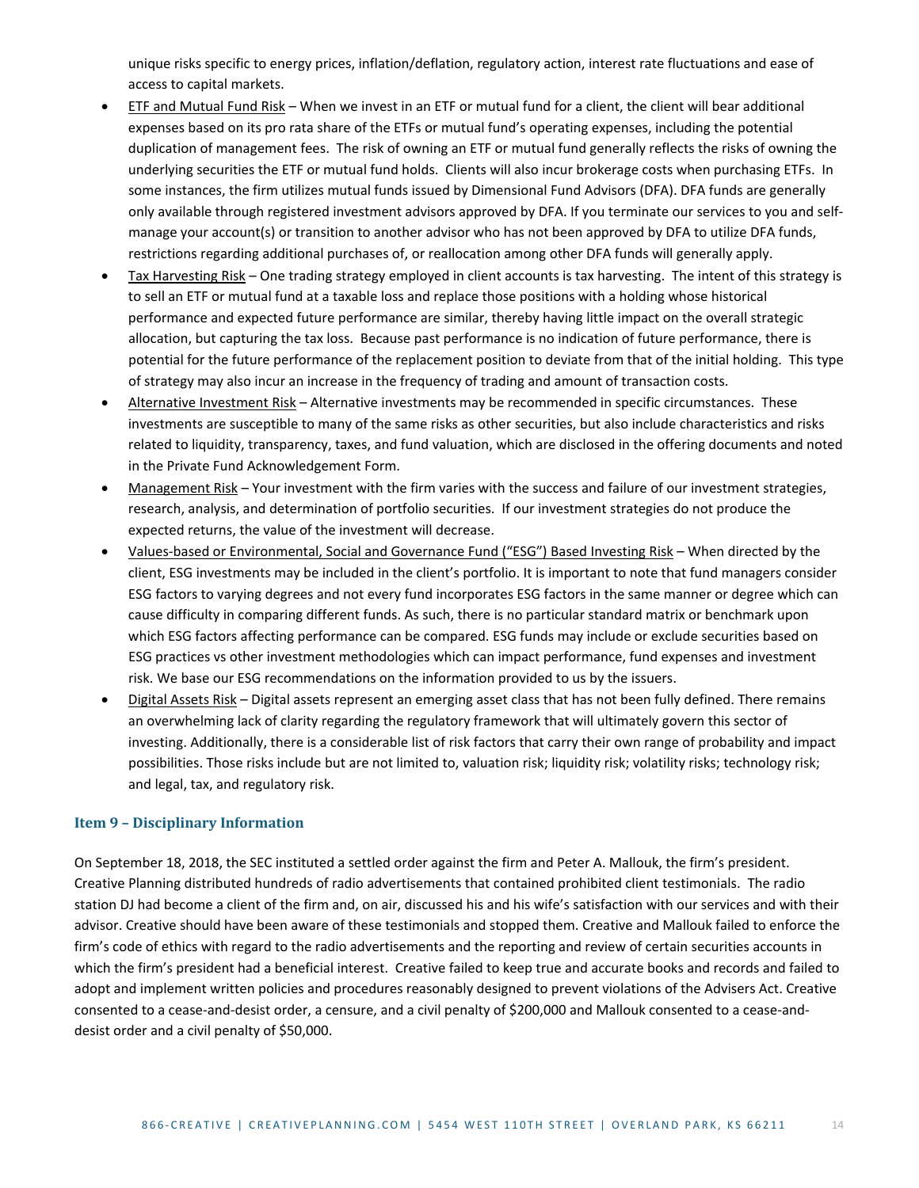unique risks specific to energy prices, inflation/deflation, regulatory action, interest rate fluctuations and ease of access to capital markets.

- ETF and Mutual Fund Risk – When we invest in an ETF or mutual fund for a client, the client will bear additional expenses based on its pro rata share of the ETFs or mutual fund's operating expenses, including the potential duplication of management fees. The risk of owning an ETF or mutual fund generally reflects the risks of owning the underlying securities the ETF or mutual fund holds. Clients will also incur brokerage costs when purchasing ETFs. In some instances, the firm utilizes mutual funds issued by Dimensional Fund Advisors (DFA). DFA funds are generally only available through registered investment advisors approved by DFA. If you terminate our services to you and self-manage your account(s) or transition to another advisor who has not been approved by DFA to utilize DFA funds, restrictions regarding additional purchases of, or reallocation among other DFA funds will generally apply.
- Tax Harvesting Risk – One trading strategy employed in client accounts is tax harvesting. The intent of this strategy is to sell an ETF or mutual fund at a taxable loss and replace those positions with a holding whose historical performance and expected future performance are similar, thereby having little impact on the overall strategic allocation, but capturing the tax loss. Because past performance is no indication of future performance, there is potential for the future performance of the replacement position to deviate from that of the initial holding. This type of strategy may also incur an increase in the frequency of trading and amount of transaction costs.
- Alternative Investment Risk – Alternative investments may be recommended in specific circumstances. These investments are susceptible to many of the same risks as other securities, but also include characteristics and risks related to liquidity, transparency, taxes, and fund valuation, which are disclosed in the offering documents and noted in the Private Fund Acknowledgement Form.
- Management Risk – Your investment with the firm varies with the success and failure of our investment strategies, research, analysis, and determination of portfolio securities. If our investment strategies do not produce the expected returns, the value of the investment will decrease.
- Values-based or Environmental, Social and Governance Fund ("ESG") Based Investing Risk – When directed by the client, ESG investments may be included in the client's portfolio. It is important to note that fund managers consider ESG factors to varying degrees and not every fund incorporates ESG factors in the same manner or degree which can cause difficulty in comparing different funds. As such, there is no particular standard matrix or benchmark upon which ESG factors affecting performance can be compared. ESG funds may include or exclude securities based on ESG practices vs other investment methodologies which can impact performance, fund expenses and investment risk. We base our ESG recommendations on the information provided to us by the issuers.
- Digital Assets Risk – Digital assets represent an emerging asset class that has not been fully defined. There remains an overwhelming lack of clarity regarding the regulatory framework that will ultimately govern this sector of investing. Additionally, there is a considerable list of risk factors that carry their own range of probability and impact possibilities. Those risks include but are not limited to, valuation risk; liquidity risk; volatility risks; technology risk; and legal, tax, and regulatory risk.

## Item 9 – Disciplinary Information

On September 18, 2018, the SEC instituted a settled order against the firm and Peter A. Mallouk, the firm's president. Creative Planning distributed hundreds of radio advertisements that contained prohibited client testimonials. The radio station DJ had become a client of the firm and, on air, discussed his and his wife's satisfaction with our services and with their advisor. Creative should have been aware of these testimonials and stopped them. Creative and Mallouk failed to enforce the firm's code of ethics with regard to the radio advertisements and the reporting and review of certain securities accounts in which the firm's president had a beneficial interest. Creative failed to keep true and accurate books and records and failed to adopt and implement written policies and procedures reasonably designed to prevent violations of the Advisers Act. Creative consented to a cease-and-desist order, a censure, and a civil penalty of $200,000 and Mallouk consented to a cease-and-desist order and a civil penalty of $50,000.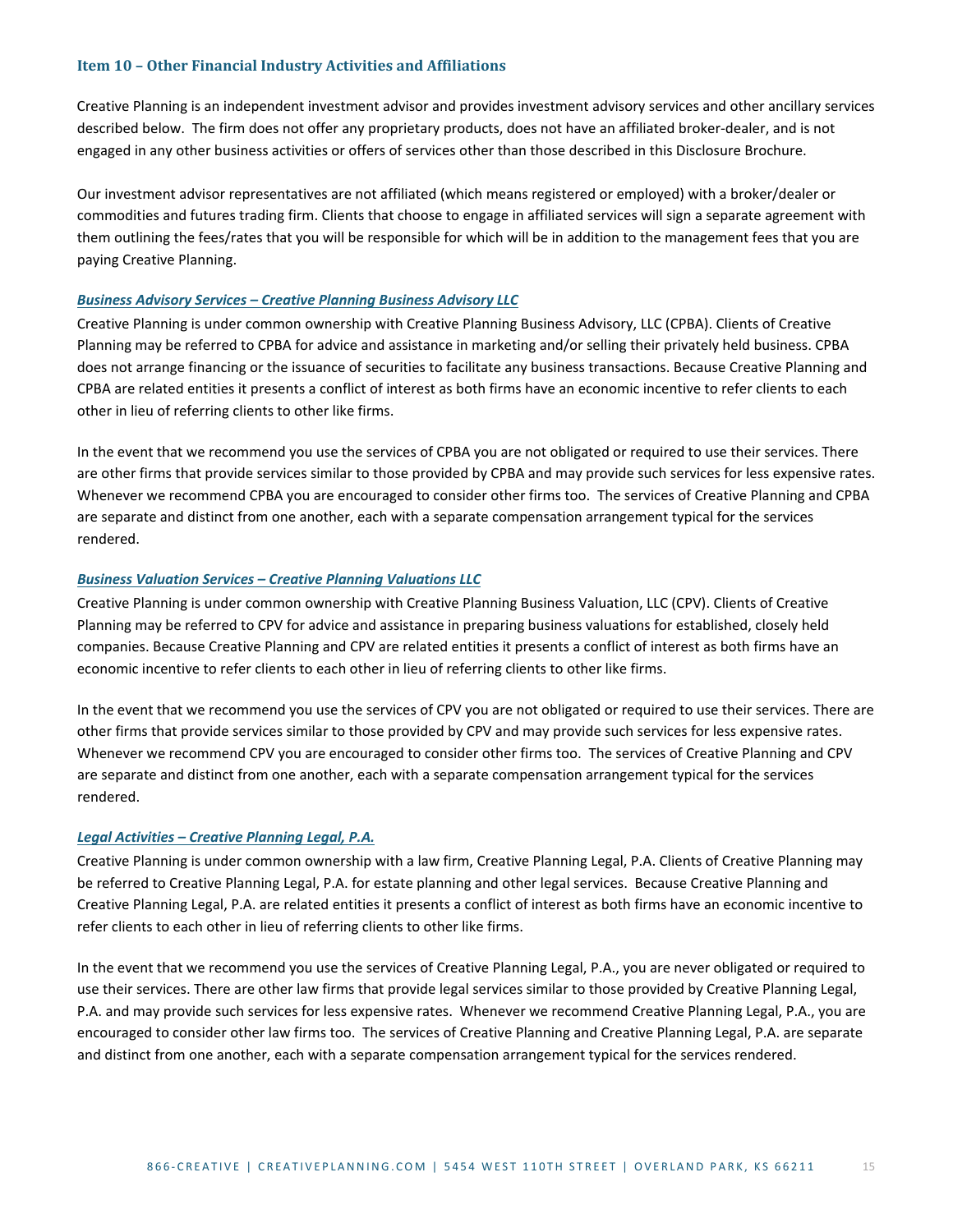## Item 10 – Other Financial Industry Activities and Affiliations

Creative Planning is an independent investment advisor and provides investment advisory services and other ancillary services described below. The firm does not offer any proprietary products, does not have an affiliated broker-dealer, and is not engaged in any other business activities or offers of services other than those described in this Disclosure Brochure.

Our investment advisor representatives are not affiliated (which means registered or employed) with a broker/dealer or commodities and futures trading firm. Clients that choose to engage in affiliated services will sign a separate agreement with them outlining the fees/rates that you will be responsible for which will be in addition to the management fees that you are paying Creative Planning.

***Business Advisory Services – Creative Planning Business Advisory LLC***

Creative Planning is under common ownership with Creative Planning Business Advisory, LLC (CPBA). Clients of Creative Planning may be referred to CPBA for advice and assistance in marketing and/or selling their privately held business. CPBA does not arrange financing or the issuance of securities to facilitate any business transactions. Because Creative Planning and CPBA are related entities it presents a conflict of interest as both firms have an economic incentive to refer clients to each other in lieu of referring clients to other like firms.

In the event that we recommend you use the services of CPBA you are not obligated or required to use their services. There are other firms that provide services similar to those provided by CPBA and may provide such services for less expensive rates. Whenever we recommend CPBA you are encouraged to consider other firms too. The services of Creative Planning and CPBA are separate and distinct from one another, each with a separate compensation arrangement typical for the services rendered.

***Business Valuation Services – Creative Planning Valuations LLC***

Creative Planning is under common ownership with Creative Planning Business Valuation, LLC (CPV). Clients of Creative Planning may be referred to CPV for advice and assistance in preparing business valuations for established, closely held companies. Because Creative Planning and CPV are related entities it presents a conflict of interest as both firms have an economic incentive to refer clients to each other in lieu of referring clients to other like firms.

In the event that we recommend you use the services of CPV you are not obligated or required to use their services. There are other firms that provide services similar to those provided by CPV and may provide such services for less expensive rates. Whenever we recommend CPV you are encouraged to consider other firms too. The services of Creative Planning and CPV are separate and distinct from one another, each with a separate compensation arrangement typical for the services rendered.

***Legal Activities – Creative Planning Legal, P.A.***

Creative Planning is under common ownership with a law firm, Creative Planning Legal, P.A. Clients of Creative Planning may be referred to Creative Planning Legal, P.A. for estate planning and other legal services. Because Creative Planning and Creative Planning Legal, P.A. are related entities it presents a conflict of interest as both firms have an economic incentive to refer clients to each other in lieu of referring clients to other like firms.

In the event that we recommend you use the services of Creative Planning Legal, P.A., you are never obligated or required to use their services. There are other law firms that provide legal services similar to those provided by Creative Planning Legal, P.A. and may provide such services for less expensive rates. Whenever we recommend Creative Planning Legal, P.A., you are encouraged to consider other law firms too. The services of Creative Planning and Creative Planning Legal, P.A. are separate and distinct from one another, each with a separate compensation arrangement typical for the services rendered.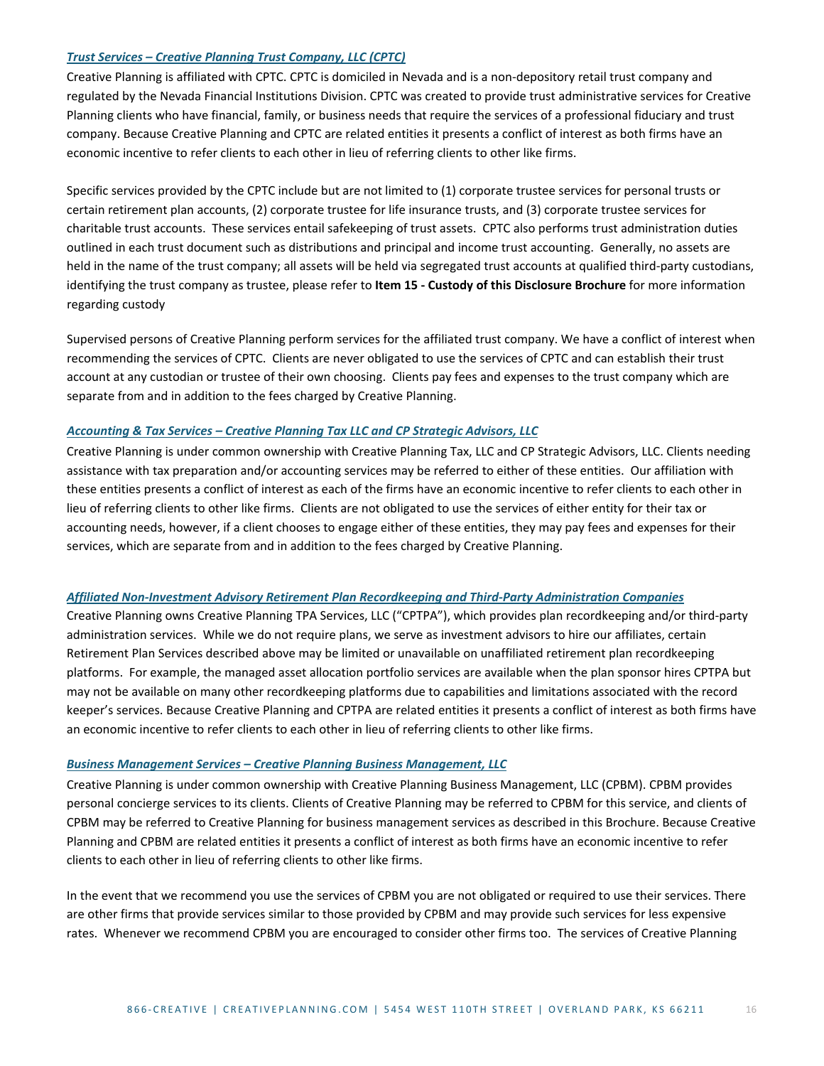***Trust Services – Creative Planning Trust Company, LLC (CPTC)***

Creative Planning is affiliated with CPTC. CPTC is domiciled in Nevada and is a non-depository retail trust company and regulated by the Nevada Financial Institutions Division. CPTC was created to provide trust administrative services for Creative Planning clients who have financial, family, or business needs that require the services of a professional fiduciary and trust company. Because Creative Planning and CPTC are related entities it presents a conflict of interest as both firms have an economic incentive to refer clients to each other in lieu of referring clients to other like firms.

Specific services provided by the CPTC include but are not limited to (1) corporate trustee services for personal trusts or certain retirement plan accounts, (2) corporate trustee for life insurance trusts, and (3) corporate trustee services for charitable trust accounts. These services entail safekeeping of trust assets. CPTC also performs trust administration duties outlined in each trust document such as distributions and principal and income trust accounting. Generally, no assets are held in the name of the trust company; all assets will be held via segregated trust accounts at qualified third-party custodians, identifying the trust company as trustee, please refer to **Item 15 - Custody of this Disclosure Brochure** for more information regarding custody

Supervised persons of Creative Planning perform services for the affiliated trust company. We have a conflict of interest when recommending the services of CPTC. Clients are never obligated to use the services of CPTC and can establish their trust account at any custodian or trustee of their own choosing. Clients pay fees and expenses to the trust company which are separate from and in addition to the fees charged by Creative Planning.

***Accounting & Tax Services – Creative Planning Tax LLC and CP Strategic Advisors, LLC***

Creative Planning is under common ownership with Creative Planning Tax, LLC and CP Strategic Advisors, LLC. Clients needing assistance with tax preparation and/or accounting services may be referred to either of these entities. Our affiliation with these entities presents a conflict of interest as each of the firms have an economic incentive to refer clients to each other in lieu of referring clients to other like firms. Clients are not obligated to use the services of either entity for their tax or accounting needs, however, if a client chooses to engage either of these entities, they may pay fees and expenses for their services, which are separate from and in addition to the fees charged by Creative Planning.

***Affiliated Non-Investment Advisory Retirement Plan Recordkeeping and Third-Party Administration Companies***

Creative Planning owns Creative Planning TPA Services, LLC ("CPTPA"), which provides plan recordkeeping and/or third-party administration services. While we do not require plans, we serve as investment advisors to hire our affiliates, certain Retirement Plan Services described above may be limited or unavailable on unaffiliated retirement plan recordkeeping platforms. For example, the managed asset allocation portfolio services are available when the plan sponsor hires CPTPA but may not be available on many other recordkeeping platforms due to capabilities and limitations associated with the record keeper's services. Because Creative Planning and CPTPA are related entities it presents a conflict of interest as both firms have an economic incentive to refer clients to each other in lieu of referring clients to other like firms.

***Business Management Services – Creative Planning Business Management, LLC***

Creative Planning is under common ownership with Creative Planning Business Management, LLC (CPBM). CPBM provides personal concierge services to its clients. Clients of Creative Planning may be referred to CPBM for this service, and clients of CPBM may be referred to Creative Planning for business management services as described in this Brochure. Because Creative Planning and CPBM are related entities it presents a conflict of interest as both firms have an economic incentive to refer clients to each other in lieu of referring clients to other like firms.

In the event that we recommend you use the services of CPBM you are not obligated or required to use their services. There are other firms that provide services similar to those provided by CPBM and may provide such services for less expensive rates. Whenever we recommend CPBM you are encouraged to consider other firms too. The services of Creative Planning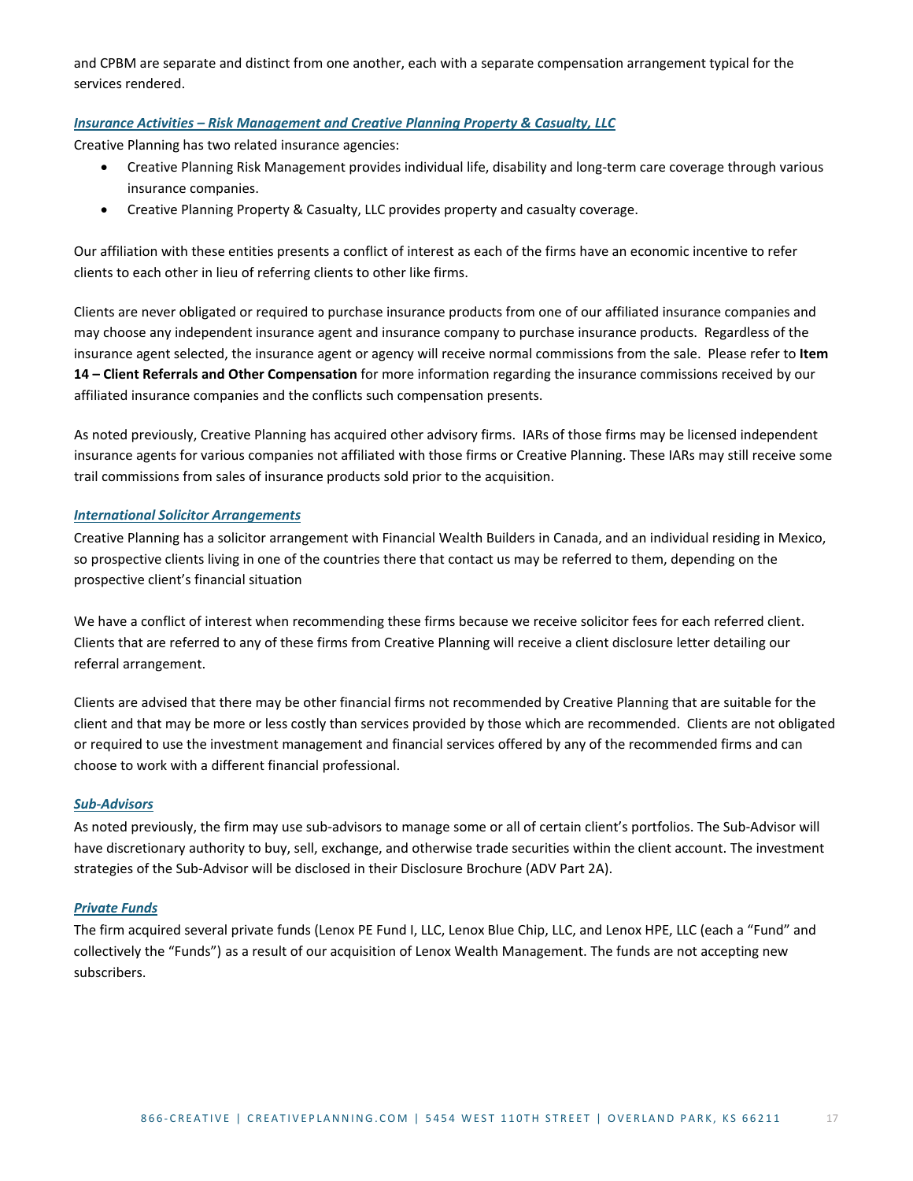and CPBM are separate and distinct from one another, each with a separate compensation arrangement typical for the services rendered.

***Insurance Activities – Risk Management and Creative Planning Property & Casualty, LLC***

Creative Planning has two related insurance agencies:

- Creative Planning Risk Management provides individual life, disability and long-term care coverage through various insurance companies.
- Creative Planning Property & Casualty, LLC provides property and casualty coverage.

Our affiliation with these entities presents a conflict of interest as each of the firms have an economic incentive to refer clients to each other in lieu of referring clients to other like firms.

Clients are never obligated or required to purchase insurance products from one of our affiliated insurance companies and may choose any independent insurance agent and insurance company to purchase insurance products. Regardless of the insurance agent selected, the insurance agent or agency will receive normal commissions from the sale. Please refer to **Item 14 – Client Referrals and Other Compensation** for more information regarding the insurance commissions received by our affiliated insurance companies and the conflicts such compensation presents.

As noted previously, Creative Planning has acquired other advisory firms. IARs of those firms may be licensed independent insurance agents for various companies not affiliated with those firms or Creative Planning. These IARs may still receive some trail commissions from sales of insurance products sold prior to the acquisition.

***International Solicitor Arrangements***

Creative Planning has a solicitor arrangement with Financial Wealth Builders in Canada, and an individual residing in Mexico, so prospective clients living in one of the countries there that contact us may be referred to them, depending on the prospective client's financial situation

We have a conflict of interest when recommending these firms because we receive solicitor fees for each referred client. Clients that are referred to any of these firms from Creative Planning will receive a client disclosure letter detailing our referral arrangement.

Clients are advised that there may be other financial firms not recommended by Creative Planning that are suitable for the client and that may be more or less costly than services provided by those which are recommended. Clients are not obligated or required to use the investment management and financial services offered by any of the recommended firms and can choose to work with a different financial professional.

***Sub-Advisors***

As noted previously, the firm may use sub-advisors to manage some or all of certain client's portfolios. The Sub-Advisor will have discretionary authority to buy, sell, exchange, and otherwise trade securities within the client account. The investment strategies of the Sub-Advisor will be disclosed in their Disclosure Brochure (ADV Part 2A).

***Private Funds***

The firm acquired several private funds (Lenox PE Fund I, LLC, Lenox Blue Chip, LLC, and Lenox HPE, LLC (each a "Fund" and collectively the "Funds") as a result of our acquisition of Lenox Wealth Management. The funds are not accepting new subscribers.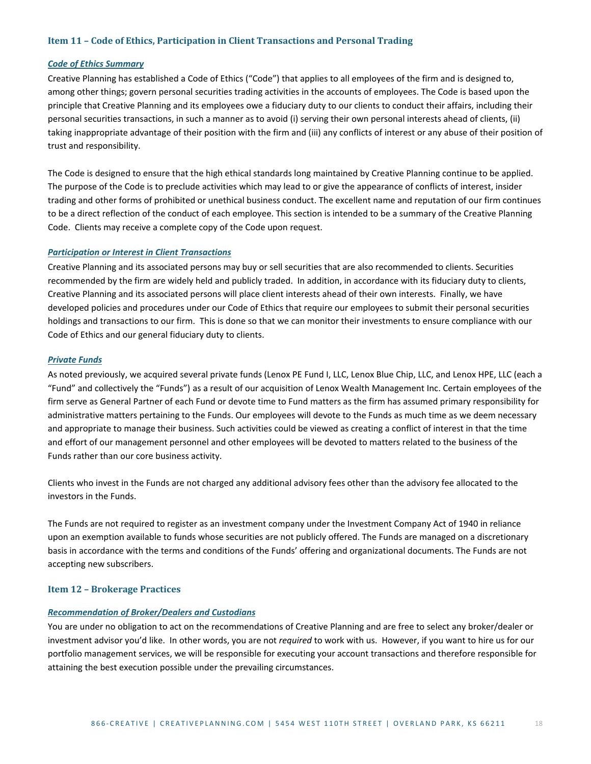## Item 11 – Code of Ethics, Participation in Client Transactions and Personal Trading

### *Code of Ethics Summary*

Creative Planning has established a Code of Ethics ("Code") that applies to all employees of the firm and is designed to, among other things; govern personal securities trading activities in the accounts of employees. The Code is based upon the principle that Creative Planning and its employees owe a fiduciary duty to our clients to conduct their affairs, including their personal securities transactions, in such a manner as to avoid (i) serving their own personal interests ahead of clients, (ii) taking inappropriate advantage of their position with the firm and (iii) any conflicts of interest or any abuse of their position of trust and responsibility.

The Code is designed to ensure that the high ethical standards long maintained by Creative Planning continue to be applied. The purpose of the Code is to preclude activities which may lead to or give the appearance of conflicts of interest, insider trading and other forms of prohibited or unethical business conduct. The excellent name and reputation of our firm continues to be a direct reflection of the conduct of each employee. This section is intended to be a summary of the Creative Planning Code. Clients may receive a complete copy of the Code upon request.

### *Participation or Interest in Client Transactions*

Creative Planning and its associated persons may buy or sell securities that are also recommended to clients. Securities recommended by the firm are widely held and publicly traded. In addition, in accordance with its fiduciary duty to clients, Creative Planning and its associated persons will place client interests ahead of their own interests. Finally, we have developed policies and procedures under our Code of Ethics that require our employees to submit their personal securities holdings and transactions to our firm. This is done so that we can monitor their investments to ensure compliance with our Code of Ethics and our general fiduciary duty to clients.

### *Private Funds*

As noted previously, we acquired several private funds (Lenox PE Fund I, LLC, Lenox Blue Chip, LLC, and Lenox HPE, LLC (each a "Fund" and collectively the "Funds") as a result of our acquisition of Lenox Wealth Management Inc. Certain employees of the firm serve as General Partner of each Fund or devote time to Fund matters as the firm has assumed primary responsibility for administrative matters pertaining to the Funds. Our employees will devote to the Funds as much time as we deem necessary and appropriate to manage their business. Such activities could be viewed as creating a conflict of interest in that the time and effort of our management personnel and other employees will be devoted to matters related to the business of the Funds rather than our core business activity.

Clients who invest in the Funds are not charged any additional advisory fees other than the advisory fee allocated to the investors in the Funds.

The Funds are not required to register as an investment company under the Investment Company Act of 1940 in reliance upon an exemption available to funds whose securities are not publicly offered. The Funds are managed on a discretionary basis in accordance with the terms and conditions of the Funds' offering and organizational documents. The Funds are not accepting new subscribers.

## Item 12 – Brokerage Practices

### *Recommendation of Broker/Dealers and Custodians*

You are under no obligation to act on the recommendations of Creative Planning and are free to select any broker/dealer or investment advisor you'd like. In other words, you are not *required* to work with us. However, if you want to hire us for our portfolio management services, we will be responsible for executing your account transactions and therefore responsible for attaining the best execution possible under the prevailing circumstances.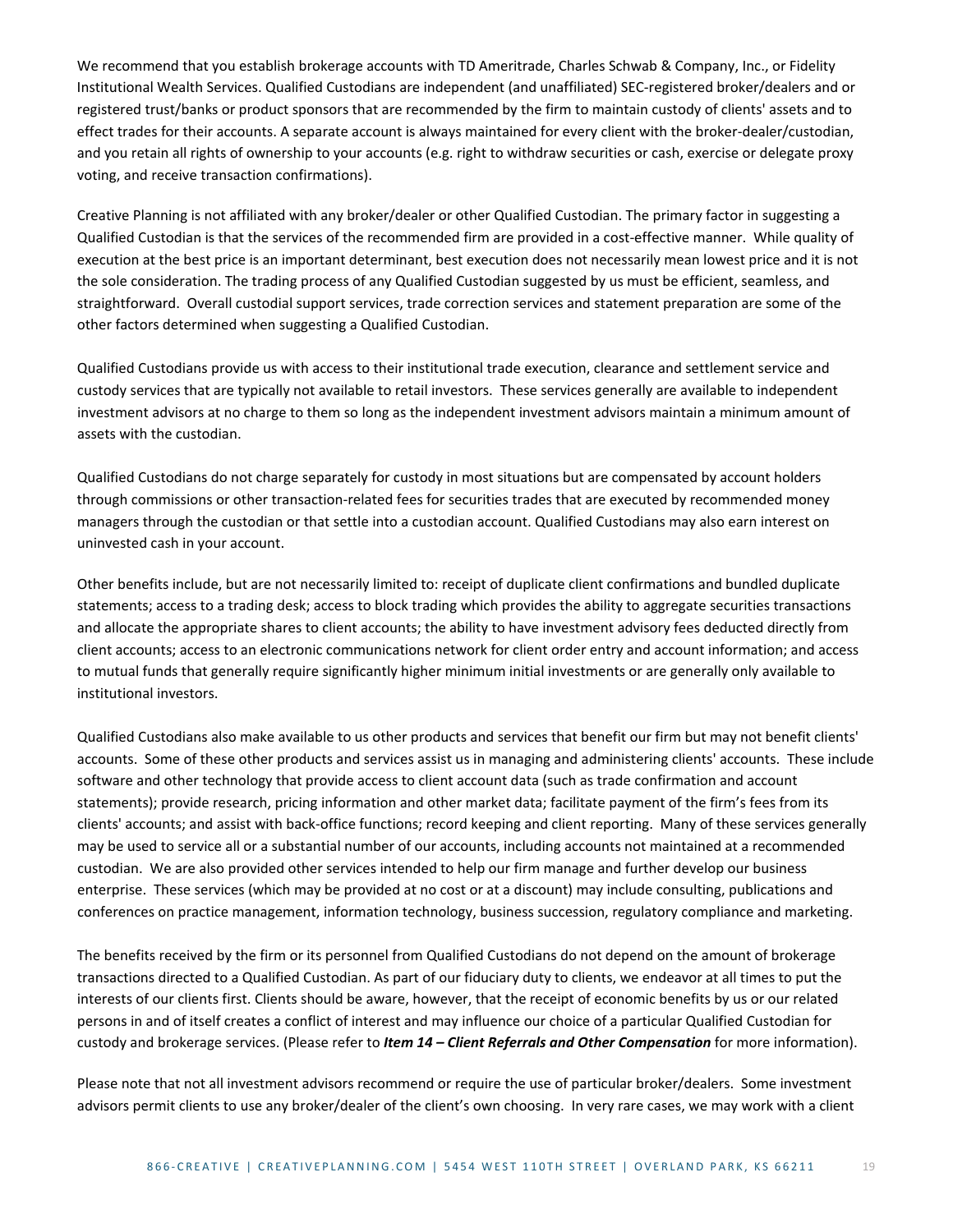We recommend that you establish brokerage accounts with TD Ameritrade, Charles Schwab & Company, Inc., or Fidelity Institutional Wealth Services. Qualified Custodians are independent (and unaffiliated) SEC-registered broker/dealers and or registered trust/banks or product sponsors that are recommended by the firm to maintain custody of clients' assets and to effect trades for their accounts. A separate account is always maintained for every client with the broker-dealer/custodian, and you retain all rights of ownership to your accounts (e.g. right to withdraw securities or cash, exercise or delegate proxy voting, and receive transaction confirmations).

Creative Planning is not affiliated with any broker/dealer or other Qualified Custodian. The primary factor in suggesting a Qualified Custodian is that the services of the recommended firm are provided in a cost-effective manner. While quality of execution at the best price is an important determinant, best execution does not necessarily mean lowest price and it is not the sole consideration. The trading process of any Qualified Custodian suggested by us must be efficient, seamless, and straightforward. Overall custodial support services, trade correction services and statement preparation are some of the other factors determined when suggesting a Qualified Custodian.

Qualified Custodians provide us with access to their institutional trade execution, clearance and settlement service and custody services that are typically not available to retail investors. These services generally are available to independent investment advisors at no charge to them so long as the independent investment advisors maintain a minimum amount of assets with the custodian.

Qualified Custodians do not charge separately for custody in most situations but are compensated by account holders through commissions or other transaction-related fees for securities trades that are executed by recommended money managers through the custodian or that settle into a custodian account. Qualified Custodians may also earn interest on uninvested cash in your account.

Other benefits include, but are not necessarily limited to: receipt of duplicate client confirmations and bundled duplicate statements; access to a trading desk; access to block trading which provides the ability to aggregate securities transactions and allocate the appropriate shares to client accounts; the ability to have investment advisory fees deducted directly from client accounts; access to an electronic communications network for client order entry and account information; and access to mutual funds that generally require significantly higher minimum initial investments or are generally only available to institutional investors.

Qualified Custodians also make available to us other products and services that benefit our firm but may not benefit clients' accounts. Some of these other products and services assist us in managing and administering clients' accounts. These include software and other technology that provide access to client account data (such as trade confirmation and account statements); provide research, pricing information and other market data; facilitate payment of the firm's fees from its clients' accounts; and assist with back-office functions; record keeping and client reporting. Many of these services generally may be used to service all or a substantial number of our accounts, including accounts not maintained at a recommended custodian. We are also provided other services intended to help our firm manage and further develop our business enterprise. These services (which may be provided at no cost or at a discount) may include consulting, publications and conferences on practice management, information technology, business succession, regulatory compliance and marketing.

The benefits received by the firm or its personnel from Qualified Custodians do not depend on the amount of brokerage transactions directed to a Qualified Custodian. As part of our fiduciary duty to clients, we endeavor at all times to put the interests of our clients first. Clients should be aware, however, that the receipt of economic benefits by us or our related persons in and of itself creates a conflict of interest and may influence our choice of a particular Qualified Custodian for custody and brokerage services. (Please refer to ***Item 14 – Client Referrals and Other Compensation*** for more information).

Please note that not all investment advisors recommend or require the use of particular broker/dealers. Some investment advisors permit clients to use any broker/dealer of the client's own choosing. In very rare cases, we may work with a client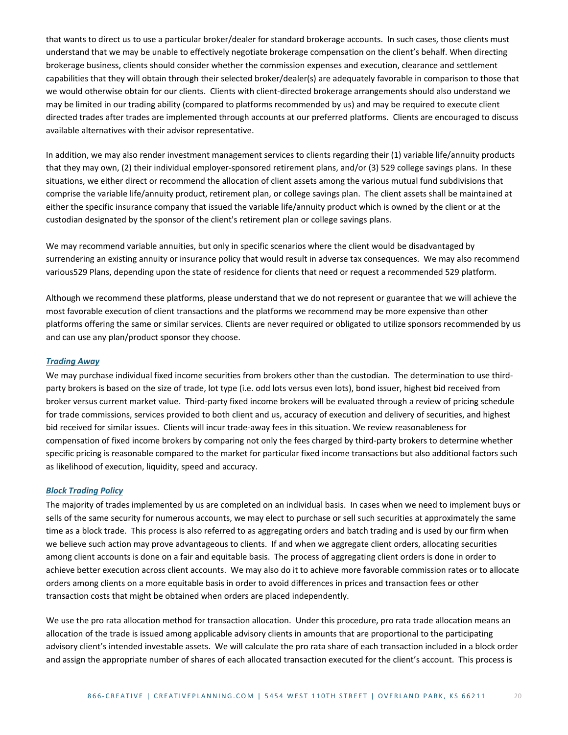that wants to direct us to use a particular broker/dealer for standard brokerage accounts. In such cases, those clients must understand that we may be unable to effectively negotiate brokerage compensation on the client's behalf. When directing brokerage business, clients should consider whether the commission expenses and execution, clearance and settlement capabilities that they will obtain through their selected broker/dealer(s) are adequately favorable in comparison to those that we would otherwise obtain for our clients. Clients with client-directed brokerage arrangements should also understand we may be limited in our trading ability (compared to platforms recommended by us) and may be required to execute client directed trades after trades are implemented through accounts at our preferred platforms. Clients are encouraged to discuss available alternatives with their advisor representative.

In addition, we may also render investment management services to clients regarding their (1) variable life/annuity products that they may own, (2) their individual employer-sponsored retirement plans, and/or (3) 529 college savings plans. In these situations, we either direct or recommend the allocation of client assets among the various mutual fund subdivisions that comprise the variable life/annuity product, retirement plan, or college savings plan. The client assets shall be maintained at either the specific insurance company that issued the variable life/annuity product which is owned by the client or at the custodian designated by the sponsor of the client's retirement plan or college savings plans.

We may recommend variable annuities, but only in specific scenarios where the client would be disadvantaged by surrendering an existing annuity or insurance policy that would result in adverse tax consequences. We may also recommend various529 Plans, depending upon the state of residence for clients that need or request a recommended 529 platform.

Although we recommend these platforms, please understand that we do not represent or guarantee that we will achieve the most favorable execution of client transactions and the platforms we recommend may be more expensive than other platforms offering the same or similar services. Clients are never required or obligated to utilize sponsors recommended by us and can use any plan/product sponsor they choose.

***Trading Away***

We may purchase individual fixed income securities from brokers other than the custodian. The determination to use third-party brokers is based on the size of trade, lot type (i.e. odd lots versus even lots), bond issuer, highest bid received from broker versus current market value. Third-party fixed income brokers will be evaluated through a review of pricing schedule for trade commissions, services provided to both client and us, accuracy of execution and delivery of securities, and highest bid received for similar issues. Clients will incur trade-away fees in this situation. We review reasonableness for compensation of fixed income brokers by comparing not only the fees charged by third-party brokers to determine whether specific pricing is reasonable compared to the market for particular fixed income transactions but also additional factors such as likelihood of execution, liquidity, speed and accuracy.

***Block Trading Policy***

The majority of trades implemented by us are completed on an individual basis. In cases when we need to implement buys or sells of the same security for numerous accounts, we may elect to purchase or sell such securities at approximately the same time as a block trade. This process is also referred to as aggregating orders and batch trading and is used by our firm when we believe such action may prove advantageous to clients. If and when we aggregate client orders, allocating securities among client accounts is done on a fair and equitable basis. The process of aggregating client orders is done in order to achieve better execution across client accounts. We may also do it to achieve more favorable commission rates or to allocate orders among clients on a more equitable basis in order to avoid differences in prices and transaction fees or other transaction costs that might be obtained when orders are placed independently.

We use the pro rata allocation method for transaction allocation. Under this procedure, pro rata trade allocation means an allocation of the trade is issued among applicable advisory clients in amounts that are proportional to the participating advisory client's intended investable assets. We will calculate the pro rata share of each transaction included in a block order and assign the appropriate number of shares of each allocated transaction executed for the client's account. This process is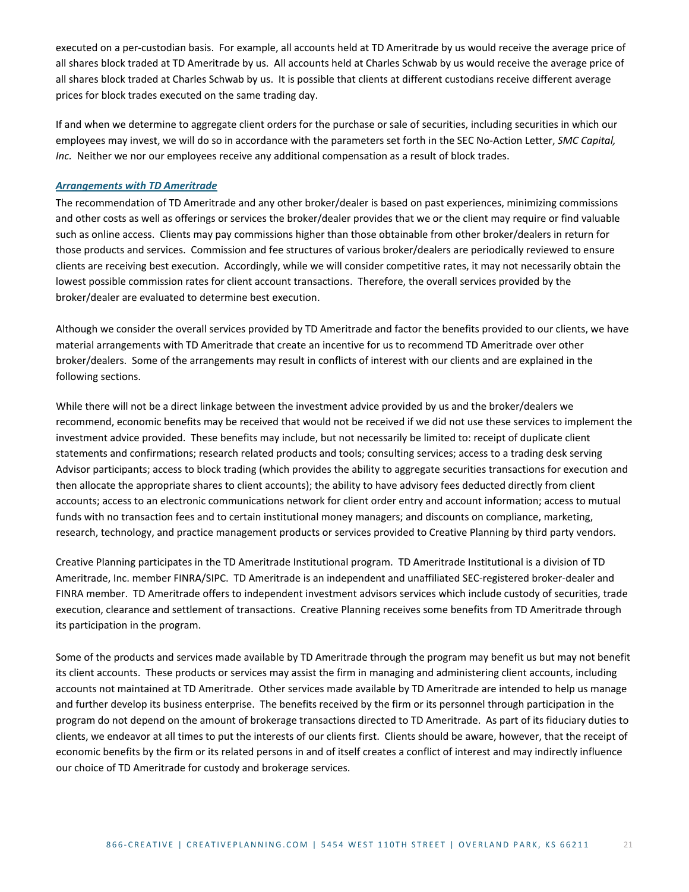executed on a per-custodian basis. For example, all accounts held at TD Ameritrade by us would receive the average price of all shares block traded at TD Ameritrade by us. All accounts held at Charles Schwab by us would receive the average price of all shares block traded at Charles Schwab by us. It is possible that clients at different custodians receive different average prices for block trades executed on the same trading day.

If and when we determine to aggregate client orders for the purchase or sale of securities, including securities in which our employees may invest, we will do so in accordance with the parameters set forth in the SEC No-Action Letter, *SMC Capital, Inc.* Neither we nor our employees receive any additional compensation as a result of block trades.

***Arrangements with TD Ameritrade***

The recommendation of TD Ameritrade and any other broker/dealer is based on past experiences, minimizing commissions and other costs as well as offerings or services the broker/dealer provides that we or the client may require or find valuable such as online access. Clients may pay commissions higher than those obtainable from other broker/dealers in return for those products and services. Commission and fee structures of various broker/dealers are periodically reviewed to ensure clients are receiving best execution. Accordingly, while we will consider competitive rates, it may not necessarily obtain the lowest possible commission rates for client account transactions. Therefore, the overall services provided by the broker/dealer are evaluated to determine best execution.

Although we consider the overall services provided by TD Ameritrade and factor the benefits provided to our clients, we have material arrangements with TD Ameritrade that create an incentive for us to recommend TD Ameritrade over other broker/dealers. Some of the arrangements may result in conflicts of interest with our clients and are explained in the following sections.

While there will not be a direct linkage between the investment advice provided by us and the broker/dealers we recommend, economic benefits may be received that would not be received if we did not use these services to implement the investment advice provided. These benefits may include, but not necessarily be limited to: receipt of duplicate client statements and confirmations; research related products and tools; consulting services; access to a trading desk serving Advisor participants; access to block trading (which provides the ability to aggregate securities transactions for execution and then allocate the appropriate shares to client accounts); the ability to have advisory fees deducted directly from client accounts; access to an electronic communications network for client order entry and account information; access to mutual funds with no transaction fees and to certain institutional money managers; and discounts on compliance, marketing, research, technology, and practice management products or services provided to Creative Planning by third party vendors.

Creative Planning participates in the TD Ameritrade Institutional program. TD Ameritrade Institutional is a division of TD Ameritrade, Inc. member FINRA/SIPC. TD Ameritrade is an independent and unaffiliated SEC-registered broker-dealer and FINRA member. TD Ameritrade offers to independent investment advisors services which include custody of securities, trade execution, clearance and settlement of transactions. Creative Planning receives some benefits from TD Ameritrade through its participation in the program.

Some of the products and services made available by TD Ameritrade through the program may benefit us but may not benefit its client accounts. These products or services may assist the firm in managing and administering client accounts, including accounts not maintained at TD Ameritrade. Other services made available by TD Ameritrade are intended to help us manage and further develop its business enterprise. The benefits received by the firm or its personnel through participation in the program do not depend on the amount of brokerage transactions directed to TD Ameritrade. As part of its fiduciary duties to clients, we endeavor at all times to put the interests of our clients first. Clients should be aware, however, that the receipt of economic benefits by the firm or its related persons in and of itself creates a conflict of interest and may indirectly influence our choice of TD Ameritrade for custody and brokerage services.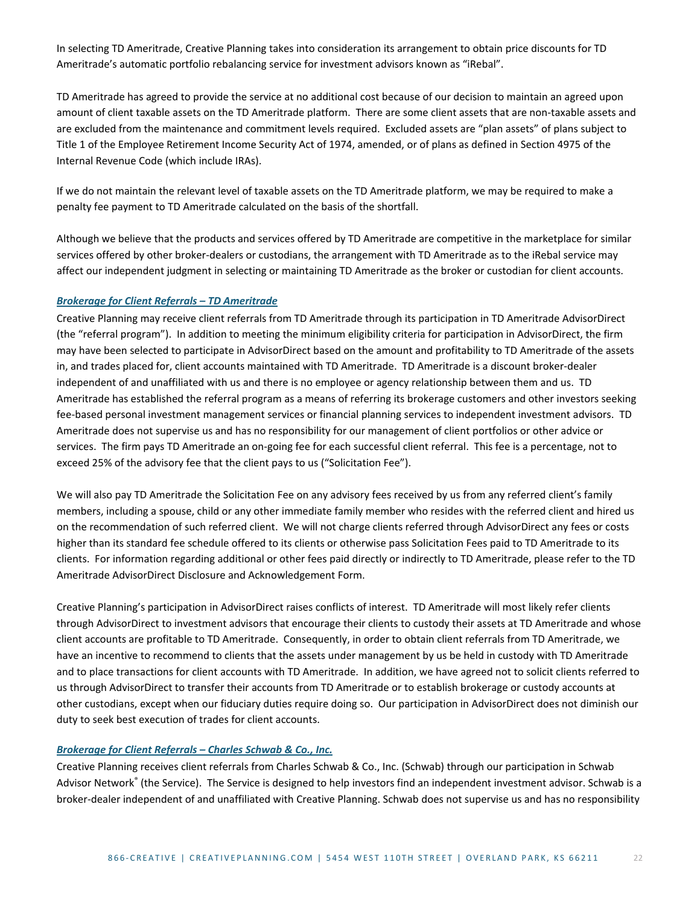In selecting TD Ameritrade, Creative Planning takes into consideration its arrangement to obtain price discounts for TD Ameritrade's automatic portfolio rebalancing service for investment advisors known as "iRebal".

TD Ameritrade has agreed to provide the service at no additional cost because of our decision to maintain an agreed upon amount of client taxable assets on the TD Ameritrade platform. There are some client assets that are non-taxable assets and are excluded from the maintenance and commitment levels required. Excluded assets are "plan assets" of plans subject to Title 1 of the Employee Retirement Income Security Act of 1974, amended, or of plans as defined in Section 4975 of the Internal Revenue Code (which include IRAs).

If we do not maintain the relevant level of taxable assets on the TD Ameritrade platform, we may be required to make a penalty fee payment to TD Ameritrade calculated on the basis of the shortfall.

Although we believe that the products and services offered by TD Ameritrade are competitive in the marketplace for similar services offered by other broker-dealers or custodians, the arrangement with TD Ameritrade as to the iRebal service may affect our independent judgment in selecting or maintaining TD Ameritrade as the broker or custodian for client accounts.

***Brokerage for Client Referrals – TD Ameritrade***

Creative Planning may receive client referrals from TD Ameritrade through its participation in TD Ameritrade AdvisorDirect (the "referral program"). In addition to meeting the minimum eligibility criteria for participation in AdvisorDirect, the firm may have been selected to participate in AdvisorDirect based on the amount and profitability to TD Ameritrade of the assets in, and trades placed for, client accounts maintained with TD Ameritrade. TD Ameritrade is a discount broker-dealer independent of and unaffiliated with us and there is no employee or agency relationship between them and us. TD Ameritrade has established the referral program as a means of referring its brokerage customers and other investors seeking fee-based personal investment management services or financial planning services to independent investment advisors. TD Ameritrade does not supervise us and has no responsibility for our management of client portfolios or other advice or services. The firm pays TD Ameritrade an on-going fee for each successful client referral. This fee is a percentage, not to exceed 25% of the advisory fee that the client pays to us ("Solicitation Fee").

We will also pay TD Ameritrade the Solicitation Fee on any advisory fees received by us from any referred client's family members, including a spouse, child or any other immediate family member who resides with the referred client and hired us on the recommendation of such referred client. We will not charge clients referred through AdvisorDirect any fees or costs higher than its standard fee schedule offered to its clients or otherwise pass Solicitation Fees paid to TD Ameritrade to its clients. For information regarding additional or other fees paid directly or indirectly to TD Ameritrade, please refer to the TD Ameritrade AdvisorDirect Disclosure and Acknowledgement Form.

Creative Planning's participation in AdvisorDirect raises conflicts of interest. TD Ameritrade will most likely refer clients through AdvisorDirect to investment advisors that encourage their clients to custody their assets at TD Ameritrade and whose client accounts are profitable to TD Ameritrade. Consequently, in order to obtain client referrals from TD Ameritrade, we have an incentive to recommend to clients that the assets under management by us be held in custody with TD Ameritrade and to place transactions for client accounts with TD Ameritrade. In addition, we have agreed not to solicit clients referred to us through AdvisorDirect to transfer their accounts from TD Ameritrade or to establish brokerage or custody accounts at other custodians, except when our fiduciary duties require doing so. Our participation in AdvisorDirect does not diminish our duty to seek best execution of trades for client accounts.

***Brokerage for Client Referrals – Charles Schwab & Co., Inc.***

Creative Planning receives client referrals from Charles Schwab & Co., Inc. (Schwab) through our participation in Schwab Advisor Network® (the Service). The Service is designed to help investors find an independent investment advisor. Schwab is a broker-dealer independent of and unaffiliated with Creative Planning. Schwab does not supervise us and has no responsibility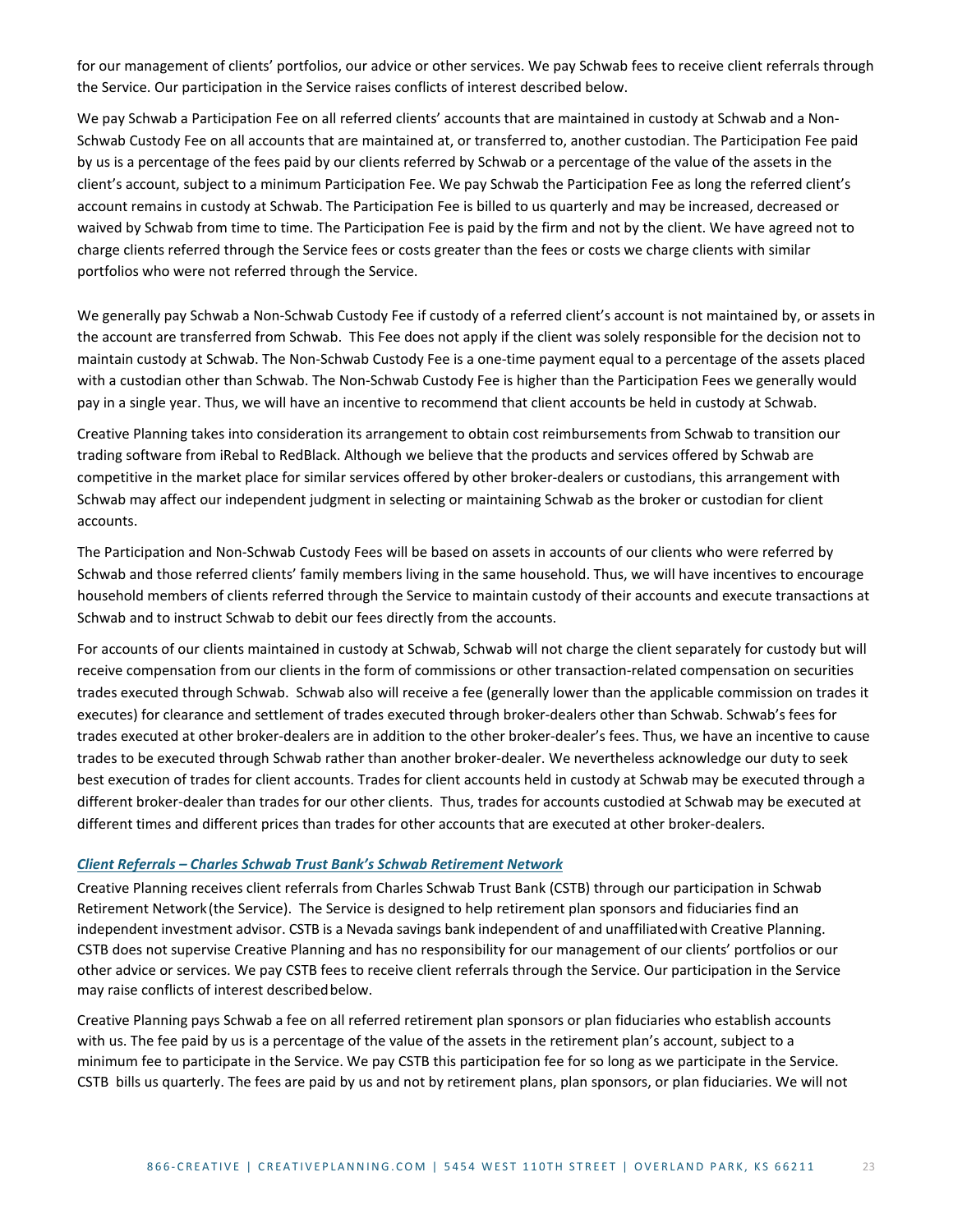for our management of clients' portfolios, our advice or other services. We pay Schwab fees to receive client referrals through the Service. Our participation in the Service raises conflicts of interest described below.

We pay Schwab a Participation Fee on all referred clients' accounts that are maintained in custody at Schwab and a Non-Schwab Custody Fee on all accounts that are maintained at, or transferred to, another custodian. The Participation Fee paid by us is a percentage of the fees paid by our clients referred by Schwab or a percentage of the value of the assets in the client's account, subject to a minimum Participation Fee. We pay Schwab the Participation Fee as long the referred client's account remains in custody at Schwab. The Participation Fee is billed to us quarterly and may be increased, decreased or waived by Schwab from time to time. The Participation Fee is paid by the firm and not by the client. We have agreed not to charge clients referred through the Service fees or costs greater than the fees or costs we charge clients with similar portfolios who were not referred through the Service.

We generally pay Schwab a Non-Schwab Custody Fee if custody of a referred client's account is not maintained by, or assets in the account are transferred from Schwab. This Fee does not apply if the client was solely responsible for the decision not to maintain custody at Schwab. The Non-Schwab Custody Fee is a one-time payment equal to a percentage of the assets placed with a custodian other than Schwab. The Non-Schwab Custody Fee is higher than the Participation Fees we generally would pay in a single year. Thus, we will have an incentive to recommend that client accounts be held in custody at Schwab.

Creative Planning takes into consideration its arrangement to obtain cost reimbursements from Schwab to transition our trading software from iRebal to RedBlack. Although we believe that the products and services offered by Schwab are competitive in the market place for similar services offered by other broker-dealers or custodians, this arrangement with Schwab may affect our independent judgment in selecting or maintaining Schwab as the broker or custodian for client accounts.

The Participation and Non-Schwab Custody Fees will be based on assets in accounts of our clients who were referred by Schwab and those referred clients' family members living in the same household. Thus, we will have incentives to encourage household members of clients referred through the Service to maintain custody of their accounts and execute transactions at Schwab and to instruct Schwab to debit our fees directly from the accounts.

For accounts of our clients maintained in custody at Schwab, Schwab will not charge the client separately for custody but will receive compensation from our clients in the form of commissions or other transaction-related compensation on securities trades executed through Schwab. Schwab also will receive a fee (generally lower than the applicable commission on trades it executes) for clearance and settlement of trades executed through broker-dealers other than Schwab. Schwab's fees for trades executed at other broker-dealers are in addition to the other broker-dealer's fees. Thus, we have an incentive to cause trades to be executed through Schwab rather than another broker-dealer. We nevertheless acknowledge our duty to seek best execution of trades for client accounts. Trades for client accounts held in custody at Schwab may be executed through a different broker-dealer than trades for our other clients. Thus, trades for accounts custodied at Schwab may be executed at different times and different prices than trades for other accounts that are executed at other broker-dealers.

***Client Referrals – Charles Schwab Trust Bank's Schwab Retirement Network***

Creative Planning receives client referrals from Charles Schwab Trust Bank (CSTB) through our participation in Schwab Retirement Network (the Service). The Service is designed to help retirement plan sponsors and fiduciaries find an independent investment advisor. CSTB is a Nevada savings bank independent of and unaffiliated with Creative Planning. CSTB does not supervise Creative Planning and has no responsibility for our management of our clients' portfolios or our other advice or services. We pay CSTB fees to receive client referrals through the Service. Our participation in the Service may raise conflicts of interest described below.

Creative Planning pays Schwab a fee on all referred retirement plan sponsors or plan fiduciaries who establish accounts with us. The fee paid by us is a percentage of the value of the assets in the retirement plan's account, subject to a minimum fee to participate in the Service. We pay CSTB this participation fee for so long as we participate in the Service. CSTB bills us quarterly. The fees are paid by us and not by retirement plans, plan sponsors, or plan fiduciaries. We will not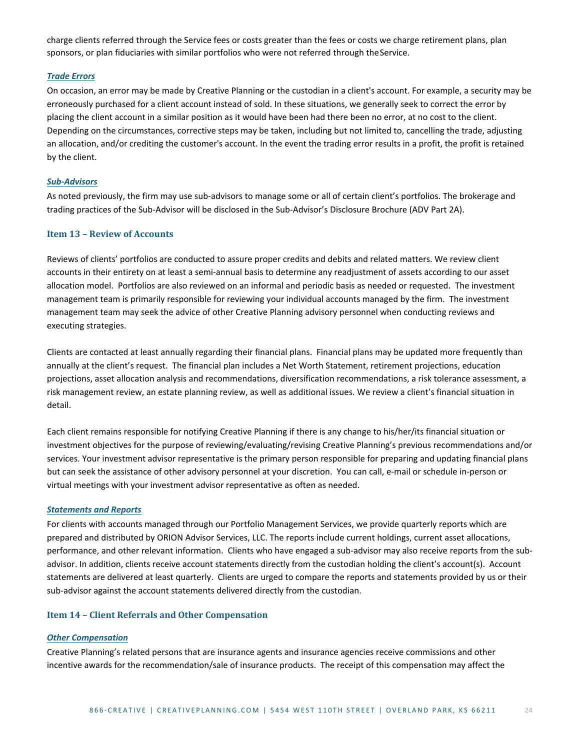charge clients referred through the Service fees or costs greater than the fees or costs we charge retirement plans, plan sponsors, or plan fiduciaries with similar portfolios who were not referred through the Service.

***Trade Errors***

On occasion, an error may be made by Creative Planning or the custodian in a client's account. For example, a security may be erroneously purchased for a client account instead of sold. In these situations, we generally seek to correct the error by placing the client account in a similar position as it would have been had there been no error, at no cost to the client. Depending on the circumstances, corrective steps may be taken, including but not limited to, cancelling the trade, adjusting an allocation, and/or crediting the customer's account. In the event the trading error results in a profit, the profit is retained by the client.

***Sub-Advisors***

As noted previously, the firm may use sub-advisors to manage some or all of certain client's portfolios. The brokerage and trading practices of the Sub-Advisor will be disclosed in the Sub-Advisor's Disclosure Brochure (ADV Part 2A).

## Item 13 – Review of Accounts

Reviews of clients' portfolios are conducted to assure proper credits and debits and related matters. We review client accounts in their entirety on at least a semi-annual basis to determine any readjustment of assets according to our asset allocation model. Portfolios are also reviewed on an informal and periodic basis as needed or requested. The investment management team is primarily responsible for reviewing your individual accounts managed by the firm. The investment management team may seek the advice of other Creative Planning advisory personnel when conducting reviews and executing strategies.

Clients are contacted at least annually regarding their financial plans. Financial plans may be updated more frequently than annually at the client's request. The financial plan includes a Net Worth Statement, retirement projections, education projections, asset allocation analysis and recommendations, diversification recommendations, a risk tolerance assessment, a risk management review, an estate planning review, as well as additional issues. We review a client's financial situation in detail.

Each client remains responsible for notifying Creative Planning if there is any change to his/her/its financial situation or investment objectives for the purpose of reviewing/evaluating/revising Creative Planning's previous recommendations and/or services. Your investment advisor representative is the primary person responsible for preparing and updating financial plans but can seek the assistance of other advisory personnel at your discretion. You can call, e-mail or schedule in-person or virtual meetings with your investment advisor representative as often as needed.

***Statements and Reports***

For clients with accounts managed through our Portfolio Management Services, we provide quarterly reports which are prepared and distributed by ORION Advisor Services, LLC. The reports include current holdings, current asset allocations, performance, and other relevant information. Clients who have engaged a sub-advisor may also receive reports from the sub-advisor. In addition, clients receive account statements directly from the custodian holding the client's account(s). Account statements are delivered at least quarterly. Clients are urged to compare the reports and statements provided by us or their sub-advisor against the account statements delivered directly from the custodian.

## Item 14 – Client Referrals and Other Compensation

***Other Compensation***

Creative Planning's related persons that are insurance agents and insurance agencies receive commissions and other incentive awards for the recommendation/sale of insurance products. The receipt of this compensation may affect the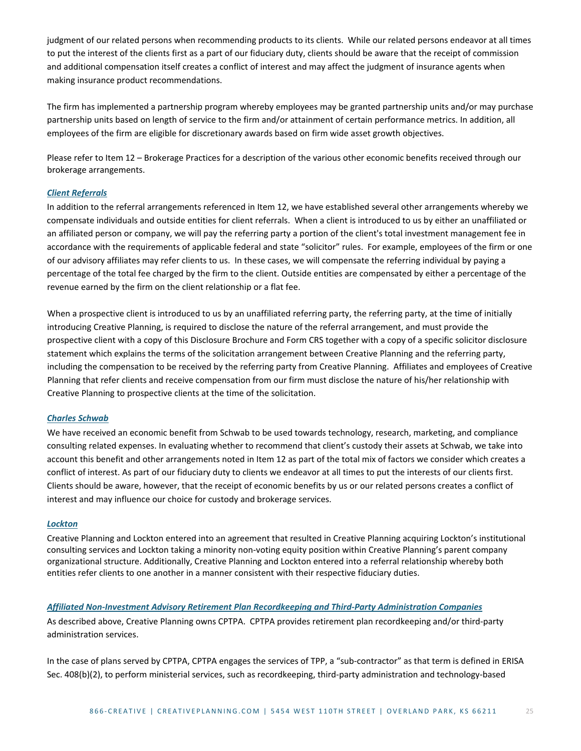judgment of our related persons when recommending products to its clients. While our related persons endeavor at all times to put the interest of the clients first as a part of our fiduciary duty, clients should be aware that the receipt of commission and additional compensation itself creates a conflict of interest and may affect the judgment of insurance agents when making insurance product recommendations.

The firm has implemented a partnership program whereby employees may be granted partnership units and/or may purchase partnership units based on length of service to the firm and/or attainment of certain performance metrics. In addition, all employees of the firm are eligible for discretionary awards based on firm wide asset growth objectives.

Please refer to Item 12 – Brokerage Practices for a description of the various other economic benefits received through our brokerage arrangements.

### *Client Referrals*

In addition to the referral arrangements referenced in Item 12, we have established several other arrangements whereby we compensate individuals and outside entities for client referrals. When a client is introduced to us by either an unaffiliated or an affiliated person or company, we will pay the referring party a portion of the client's total investment management fee in accordance with the requirements of applicable federal and state "solicitor" rules. For example, employees of the firm or one of our advisory affiliates may refer clients to us. In these cases, we will compensate the referring individual by paying a percentage of the total fee charged by the firm to the client. Outside entities are compensated by either a percentage of the revenue earned by the firm on the client relationship or a flat fee.

When a prospective client is introduced to us by an unaffiliated referring party, the referring party, at the time of initially introducing Creative Planning, is required to disclose the nature of the referral arrangement, and must provide the prospective client with a copy of this Disclosure Brochure and Form CRS together with a copy of a specific solicitor disclosure statement which explains the terms of the solicitation arrangement between Creative Planning and the referring party, including the compensation to be received by the referring party from Creative Planning. Affiliates and employees of Creative Planning that refer clients and receive compensation from our firm must disclose the nature of his/her relationship with Creative Planning to prospective clients at the time of the solicitation.

### *Charles Schwab*

We have received an economic benefit from Schwab to be used towards technology, research, marketing, and compliance consulting related expenses. In evaluating whether to recommend that client's custody their assets at Schwab, we take into account this benefit and other arrangements noted in Item 12 as part of the total mix of factors we consider which creates a conflict of interest. As part of our fiduciary duty to clients we endeavor at all times to put the interests of our clients first. Clients should be aware, however, that the receipt of economic benefits by us or our related persons creates a conflict of interest and may influence our choice for custody and brokerage services.

### *Lockton*

Creative Planning and Lockton entered into an agreement that resulted in Creative Planning acquiring Lockton's institutional consulting services and Lockton taking a minority non-voting equity position within Creative Planning's parent company organizational structure. Additionally, Creative Planning and Lockton entered into a referral relationship whereby both entities refer clients to one another in a manner consistent with their respective fiduciary duties.

### *Affiliated Non-Investment Advisory Retirement Plan Recordkeeping and Third-Party Administration Companies*

As described above, Creative Planning owns CPTPA. CPTPA provides retirement plan recordkeeping and/or third-party administration services.

In the case of plans served by CPTPA, CPTPA engages the services of TPP, a "sub-contractor" as that term is defined in ERISA Sec. 408(b)(2), to perform ministerial services, such as recordkeeping, third-party administration and technology-based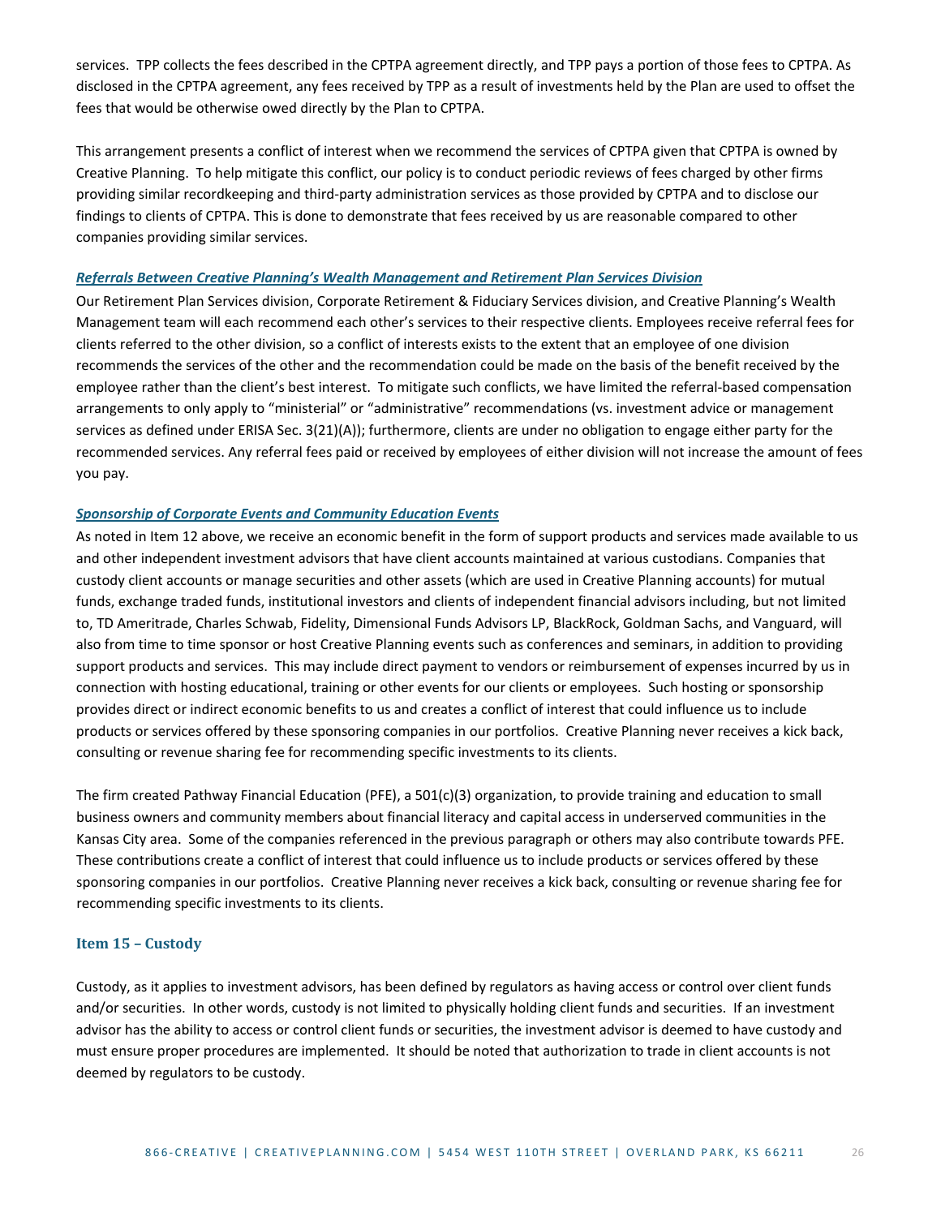services. TPP collects the fees described in the CPTPA agreement directly, and TPP pays a portion of those fees to CPTPA. As disclosed in the CPTPA agreement, any fees received by TPP as a result of investments held by the Plan are used to offset the fees that would be otherwise owed directly by the Plan to CPTPA.

This arrangement presents a conflict of interest when we recommend the services of CPTPA given that CPTPA is owned by Creative Planning. To help mitigate this conflict, our policy is to conduct periodic reviews of fees charged by other firms providing similar recordkeeping and third-party administration services as those provided by CPTPA and to disclose our findings to clients of CPTPA. This is done to demonstrate that fees received by us are reasonable compared to other companies providing similar services.

***Referrals Between Creative Planning's Wealth Management and Retirement Plan Services Division***

Our Retirement Plan Services division, Corporate Retirement & Fiduciary Services division, and Creative Planning's Wealth Management team will each recommend each other's services to their respective clients. Employees receive referral fees for clients referred to the other division, so a conflict of interests exists to the extent that an employee of one division recommends the services of the other and the recommendation could be made on the basis of the benefit received by the employee rather than the client's best interest. To mitigate such conflicts, we have limited the referral-based compensation arrangements to only apply to "ministerial" or "administrative" recommendations (vs. investment advice or management services as defined under ERISA Sec. 3(21)(A)); furthermore, clients are under no obligation to engage either party for the recommended services. Any referral fees paid or received by employees of either division will not increase the amount of fees you pay.

***Sponsorship of Corporate Events and Community Education Events***

As noted in Item 12 above, we receive an economic benefit in the form of support products and services made available to us and other independent investment advisors that have client accounts maintained at various custodians. Companies that custody client accounts or manage securities and other assets (which are used in Creative Planning accounts) for mutual funds, exchange traded funds, institutional investors and clients of independent financial advisors including, but not limited to, TD Ameritrade, Charles Schwab, Fidelity, Dimensional Funds Advisors LP, BlackRock, Goldman Sachs, and Vanguard, will also from time to time sponsor or host Creative Planning events such as conferences and seminars, in addition to providing support products and services. This may include direct payment to vendors or reimbursement of expenses incurred by us in connection with hosting educational, training or other events for our clients or employees. Such hosting or sponsorship provides direct or indirect economic benefits to us and creates a conflict of interest that could influence us to include products or services offered by these sponsoring companies in our portfolios. Creative Planning never receives a kick back, consulting or revenue sharing fee for recommending specific investments to its clients.

The firm created Pathway Financial Education (PFE), a 501(c)(3) organization, to provide training and education to small business owners and community members about financial literacy and capital access in underserved communities in the Kansas City area. Some of the companies referenced in the previous paragraph or others may also contribute towards PFE. These contributions create a conflict of interest that could influence us to include products or services offered by these sponsoring companies in our portfolios. Creative Planning never receives a kick back, consulting or revenue sharing fee for recommending specific investments to its clients.

## Item 15 – Custody

Custody, as it applies to investment advisors, has been defined by regulators as having access or control over client funds and/or securities. In other words, custody is not limited to physically holding client funds and securities. If an investment advisor has the ability to access or control client funds or securities, the investment advisor is deemed to have custody and must ensure proper procedures are implemented. It should be noted that authorization to trade in client accounts is not deemed by regulators to be custody.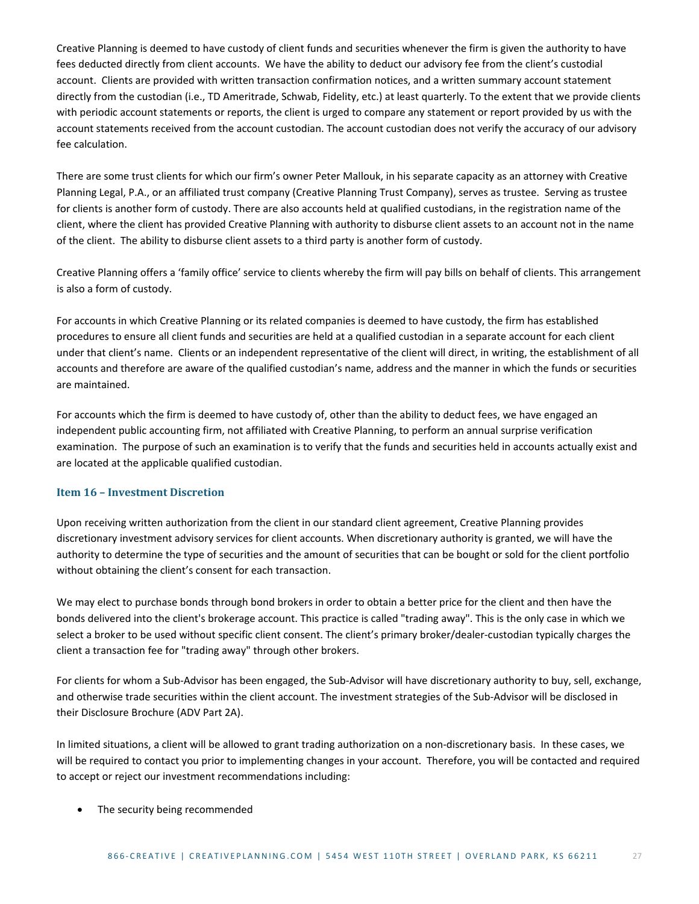Creative Planning is deemed to have custody of client funds and securities whenever the firm is given the authority to have fees deducted directly from client accounts. We have the ability to deduct our advisory fee from the client's custodial account. Clients are provided with written transaction confirmation notices, and a written summary account statement directly from the custodian (i.e., TD Ameritrade, Schwab, Fidelity, etc.) at least quarterly. To the extent that we provide clients with periodic account statements or reports, the client is urged to compare any statement or report provided by us with the account statements received from the account custodian. The account custodian does not verify the accuracy of our advisory fee calculation.

There are some trust clients for which our firm's owner Peter Mallouk, in his separate capacity as an attorney with Creative Planning Legal, P.A., or an affiliated trust company (Creative Planning Trust Company), serves as trustee. Serving as trustee for clients is another form of custody. There are also accounts held at qualified custodians, in the registration name of the client, where the client has provided Creative Planning with authority to disburse client assets to an account not in the name of the client. The ability to disburse client assets to a third party is another form of custody.

Creative Planning offers a 'family office' service to clients whereby the firm will pay bills on behalf of clients. This arrangement is also a form of custody.

For accounts in which Creative Planning or its related companies is deemed to have custody, the firm has established procedures to ensure all client funds and securities are held at a qualified custodian in a separate account for each client under that client's name. Clients or an independent representative of the client will direct, in writing, the establishment of all accounts and therefore are aware of the qualified custodian's name, address and the manner in which the funds or securities are maintained.

For accounts which the firm is deemed to have custody of, other than the ability to deduct fees, we have engaged an independent public accounting firm, not affiliated with Creative Planning, to perform an annual surprise verification examination. The purpose of such an examination is to verify that the funds and securities held in accounts actually exist and are located at the applicable qualified custodian.

### Item 16 – Investment Discretion

Upon receiving written authorization from the client in our standard client agreement, Creative Planning provides discretionary investment advisory services for client accounts. When discretionary authority is granted, we will have the authority to determine the type of securities and the amount of securities that can be bought or sold for the client portfolio without obtaining the client's consent for each transaction.

We may elect to purchase bonds through bond brokers in order to obtain a better price for the client and then have the bonds delivered into the client's brokerage account. This practice is called "trading away". This is the only case in which we select a broker to be used without specific client consent. The client's primary broker/dealer-custodian typically charges the client a transaction fee for "trading away" through other brokers.

For clients for whom a Sub-Advisor has been engaged, the Sub-Advisor will have discretionary authority to buy, sell, exchange, and otherwise trade securities within the client account. The investment strategies of the Sub-Advisor will be disclosed in their Disclosure Brochure (ADV Part 2A).

In limited situations, a client will be allowed to grant trading authorization on a non-discretionary basis. In these cases, we will be required to contact you prior to implementing changes in your account. Therefore, you will be contacted and required to accept or reject our investment recommendations including:

- The security being recommended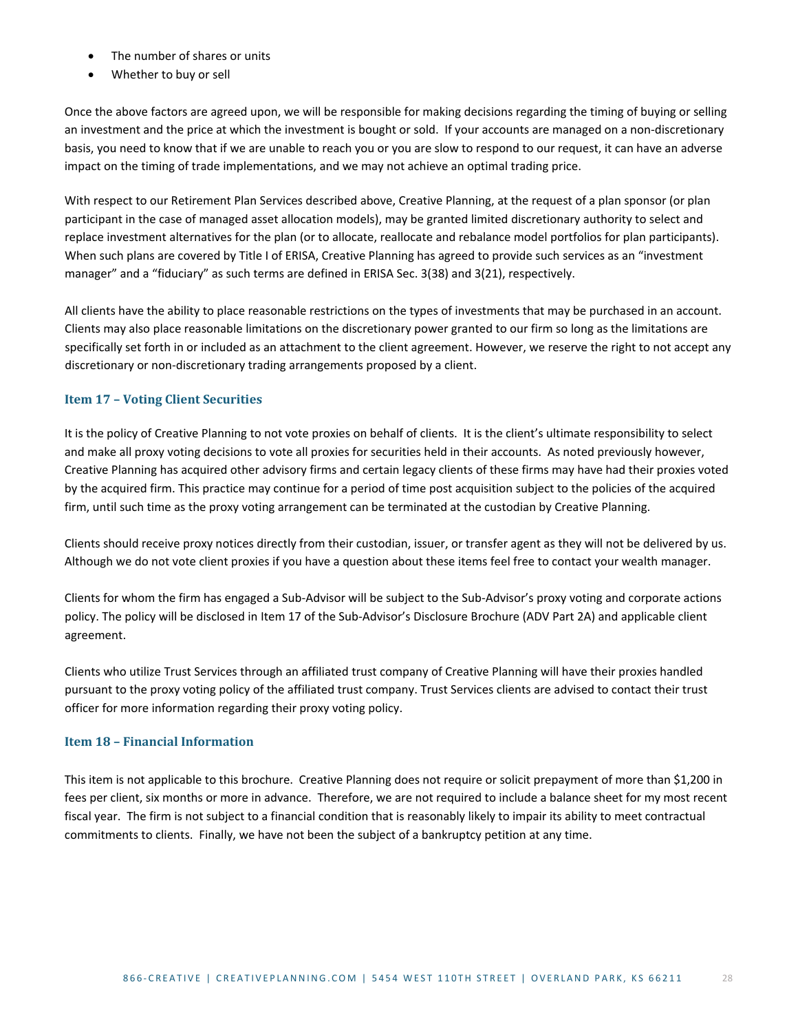- The number of shares or units
- Whether to buy or sell

Once the above factors are agreed upon, we will be responsible for making decisions regarding the timing of buying or selling an investment and the price at which the investment is bought or sold. If your accounts are managed on a non-discretionary basis, you need to know that if we are unable to reach you or you are slow to respond to our request, it can have an adverse impact on the timing of trade implementations, and we may not achieve an optimal trading price.

With respect to our Retirement Plan Services described above, Creative Planning, at the request of a plan sponsor (or plan participant in the case of managed asset allocation models), may be granted limited discretionary authority to select and replace investment alternatives for the plan (or to allocate, reallocate and rebalance model portfolios for plan participants). When such plans are covered by Title I of ERISA, Creative Planning has agreed to provide such services as an "investment manager" and a "fiduciary" as such terms are defined in ERISA Sec. 3(38) and 3(21), respectively.

All clients have the ability to place reasonable restrictions on the types of investments that may be purchased in an account. Clients may also place reasonable limitations on the discretionary power granted to our firm so long as the limitations are specifically set forth in or included as an attachment to the client agreement. However, we reserve the right to not accept any discretionary or non-discretionary trading arrangements proposed by a client.

### Item 17 – Voting Client Securities

It is the policy of Creative Planning to not vote proxies on behalf of clients. It is the client's ultimate responsibility to select and make all proxy voting decisions to vote all proxies for securities held in their accounts. As noted previously however, Creative Planning has acquired other advisory firms and certain legacy clients of these firms may have had their proxies voted by the acquired firm. This practice may continue for a period of time post acquisition subject to the policies of the acquired firm, until such time as the proxy voting arrangement can be terminated at the custodian by Creative Planning.

Clients should receive proxy notices directly from their custodian, issuer, or transfer agent as they will not be delivered by us. Although we do not vote client proxies if you have a question about these items feel free to contact your wealth manager.

Clients for whom the firm has engaged a Sub-Advisor will be subject to the Sub-Advisor's proxy voting and corporate actions policy. The policy will be disclosed in Item 17 of the Sub-Advisor's Disclosure Brochure (ADV Part 2A) and applicable client agreement.

Clients who utilize Trust Services through an affiliated trust company of Creative Planning will have their proxies handled pursuant to the proxy voting policy of the affiliated trust company. Trust Services clients are advised to contact their trust officer for more information regarding their proxy voting policy.

### Item 18 – Financial Information

This item is not applicable to this brochure. Creative Planning does not require or solicit prepayment of more than $1,200 in fees per client, six months or more in advance. Therefore, we are not required to include a balance sheet for my most recent fiscal year. The firm is not subject to a financial condition that is reasonably likely to impair its ability to meet contractual commitments to clients. Finally, we have not been the subject of a bankruptcy petition at any time.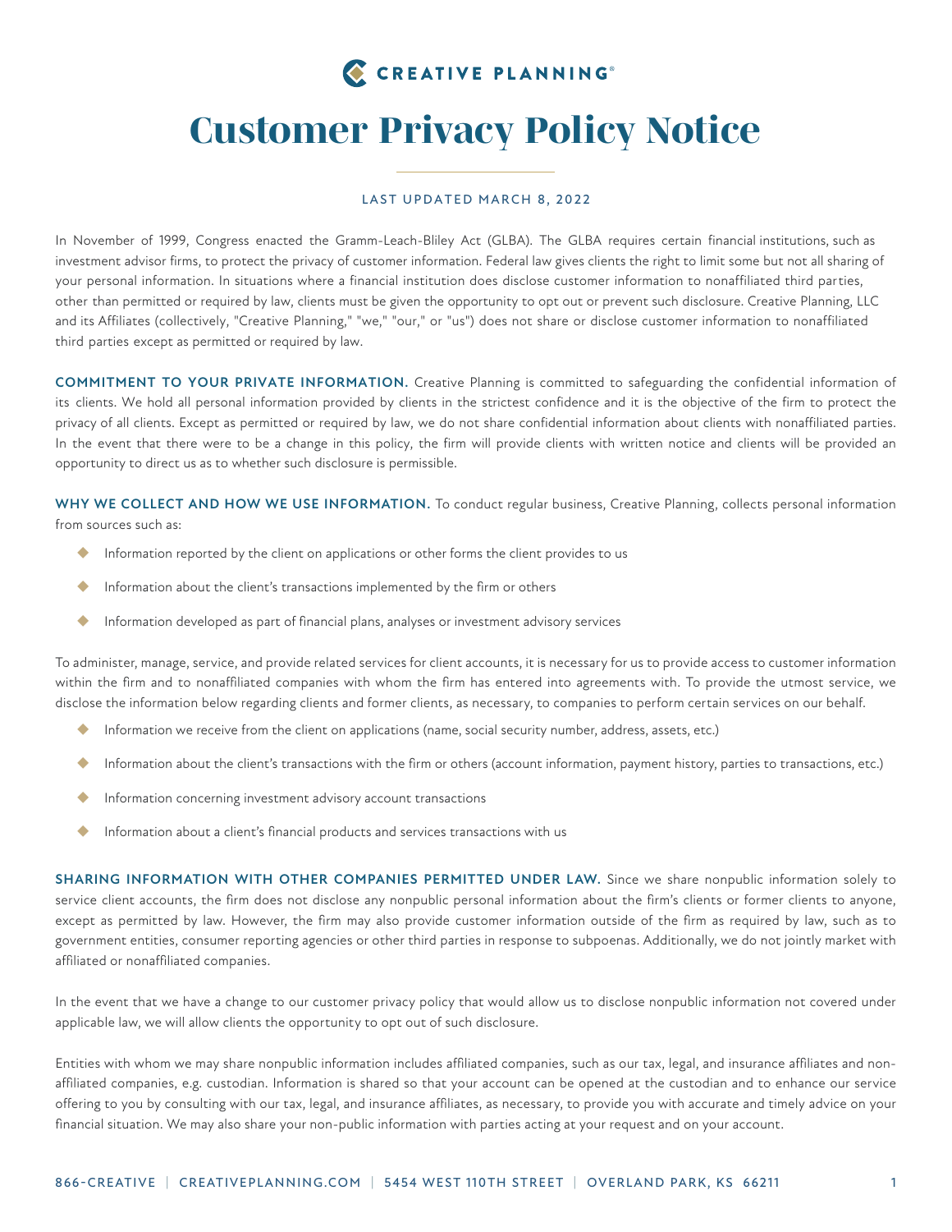CREATIVE PLANNING®

# Customer Privacy Policy Notice

LAST UPDATED MARCH 8, 2022

In November of 1999, Congress enacted the Gramm-Leach-Bliley Act (GLBA). The GLBA requires certain financial institutions, such as investment advisor firms, to protect the privacy of customer information. Federal law gives clients the right to limit some but not all sharing of your personal information. In situations where a financial institution does disclose customer information to nonaffiliated third parties, other than permitted or required by law, clients must be given the opportunity to opt out or prevent such disclosure. Creative Planning, LLC and its Affiliates (collectively, "Creative Planning," "we," "our," or "us") does not share or disclose customer information to nonaffiliated third parties except as permitted or required by law.

**COMMITMENT TO YOUR PRIVATE INFORMATION.** Creative Planning is committed to safeguarding the confidential information of its clients. We hold all personal information provided by clients in the strictest confidence and it is the objective of the firm to protect the privacy of all clients. Except as permitted or required by law, we do not share confidential information about clients with nonaffiliated parties. In the event that there were to be a change in this policy, the firm will provide clients with written notice and clients will be provided an opportunity to direct us as to whether such disclosure is permissible.

**WHY WE COLLECT AND HOW WE USE INFORMATION.** To conduct regular business, Creative Planning, collects personal information from sources such as:

- Information reported by the client on applications or other forms the client provides to us
- Information about the client's transactions implemented by the firm or others
- Information developed as part of financial plans, analyses or investment advisory services

To administer, manage, service, and provide related services for client accounts, it is necessary for us to provide access to customer information within the firm and to nonaffiliated companies with whom the firm has entered into agreements with. To provide the utmost service, we disclose the information below regarding clients and former clients, as necessary, to companies to perform certain services on our behalf.

- Information we receive from the client on applications (name, social security number, address, assets, etc.)
- Information about the client's transactions with the firm or others (account information, payment history, parties to transactions, etc.)
- Information concerning investment advisory account transactions
- Information about a client's financial products and services transactions with us

**SHARING INFORMATION WITH OTHER COMPANIES PERMITTED UNDER LAW.** Since we share nonpublic information solely to service client accounts, the firm does not disclose any nonpublic personal information about the firm's clients or former clients to anyone, except as permitted by law. However, the firm may also provide customer information outside of the firm as required by law, such as to government entities, consumer reporting agencies or other third parties in response to subpoenas. Additionally, we do not jointly market with affiliated or nonaffiliated companies.

In the event that we have a change to our customer privacy policy that would allow us to disclose nonpublic information not covered under applicable law, we will allow clients the opportunity to opt out of such disclosure.

Entities with whom we may share nonpublic information includes affiliated companies, such as our tax, legal, and insurance affiliates and non-affiliated companies, e.g. custodian. Information is shared so that your account can be opened at the custodian and to enhance our service offering to you by consulting with our tax, legal, and insurance affiliates, as necessary, to provide you with accurate and timely advice on your financial situation. We may also share your non-public information with parties acting at your request and on your account.

866-CREATIVE | CREATIVEPLANNING.COM | 5454 WEST 110TH STREET | OVERLAND PARK, KS 66211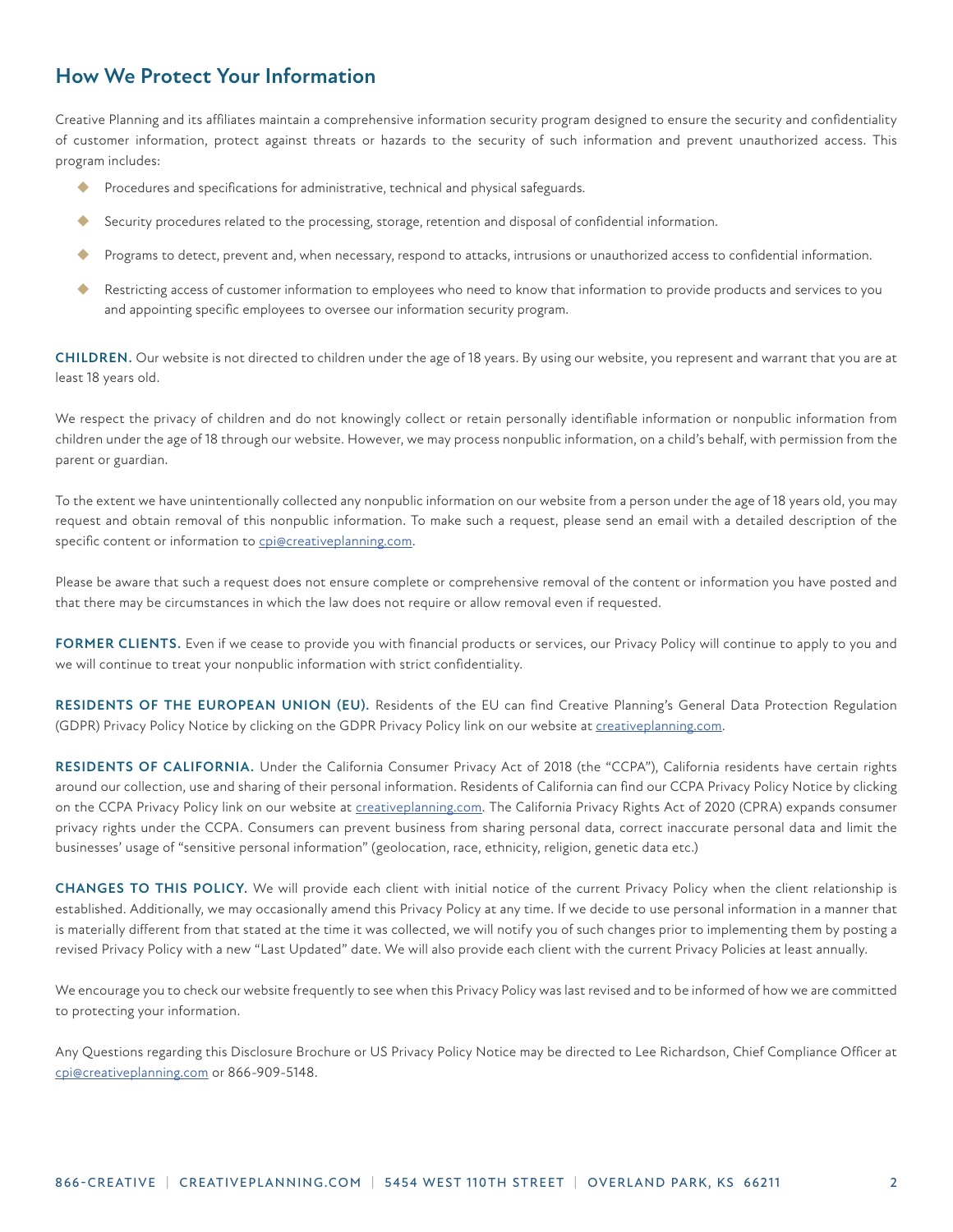## How We Protect Your Information

Creative Planning and its affiliates maintain a comprehensive information security program designed to ensure the security and confidentiality of customer information, protect against threats or hazards to the security of such information and prevent unauthorized access. This program includes:

- Procedures and specifications for administrative, technical and physical safeguards.
- Security procedures related to the processing, storage, retention and disposal of confidential information.
- Programs to detect, prevent and, when necessary, respond to attacks, intrusions or unauthorized access to confidential information.
- Restricting access of customer information to employees who need to know that information to provide products and services to you and appointing specific employees to oversee our information security program.

**CHILDREN.** Our website is not directed to children under the age of 18 years. By using our website, you represent and warrant that you are at least 18 years old.

We respect the privacy of children and do not knowingly collect or retain personally identifiable information or nonpublic information from children under the age of 18 through our website. However, we may process nonpublic information, on a child's behalf, with permission from the parent or guardian.

To the extent we have unintentionally collected any nonpublic information on our website from a person under the age of 18 years old, you may request and obtain removal of this nonpublic information. To make such a request, please send an email with a detailed description of the specific content or information to cpi@creativeplanning.com.

Please be aware that such a request does not ensure complete or comprehensive removal of the content or information you have posted and that there may be circumstances in which the law does not require or allow removal even if requested.

**FORMER CLIENTS.** Even if we cease to provide you with financial products or services, our Privacy Policy will continue to apply to you and we will continue to treat your nonpublic information with strict confidentiality.

**RESIDENTS OF THE EUROPEAN UNION (EU).** Residents of the EU can find Creative Planning's General Data Protection Regulation (GDPR) Privacy Policy Notice by clicking on the GDPR Privacy Policy link on our website at creativeplanning.com.

**RESIDENTS OF CALIFORNIA.** Under the California Consumer Privacy Act of 2018 (the "CCPA"), California residents have certain rights around our collection, use and sharing of their personal information. Residents of California can find our CCPA Privacy Policy Notice by clicking on the CCPA Privacy Policy link on our website at creativeplanning.com. The California Privacy Rights Act of 2020 (CPRA) expands consumer privacy rights under the CCPA. Consumers can prevent business from sharing personal data, correct inaccurate personal data and limit the businesses' usage of "sensitive personal information" (geolocation, race, ethnicity, religion, genetic data etc.)

**CHANGES TO THIS POLICY.** We will provide each client with initial notice of the current Privacy Policy when the client relationship is established. Additionally, we may occasionally amend this Privacy Policy at any time. If we decide to use personal information in a manner that is materially different from that stated at the time it was collected, we will notify you of such changes prior to implementing them by posting a revised Privacy Policy with a new "Last Updated" date. We will also provide each client with the current Privacy Policies at least annually.

We encourage you to check our website frequently to see when this Privacy Policy was last revised and to be informed of how we are committed to protecting your information.

Any Questions regarding this Disclosure Brochure or US Privacy Policy Notice may be directed to Lee Richardson, Chief Compliance Officer at cpi@creativeplanning.com or 866-909-5148.